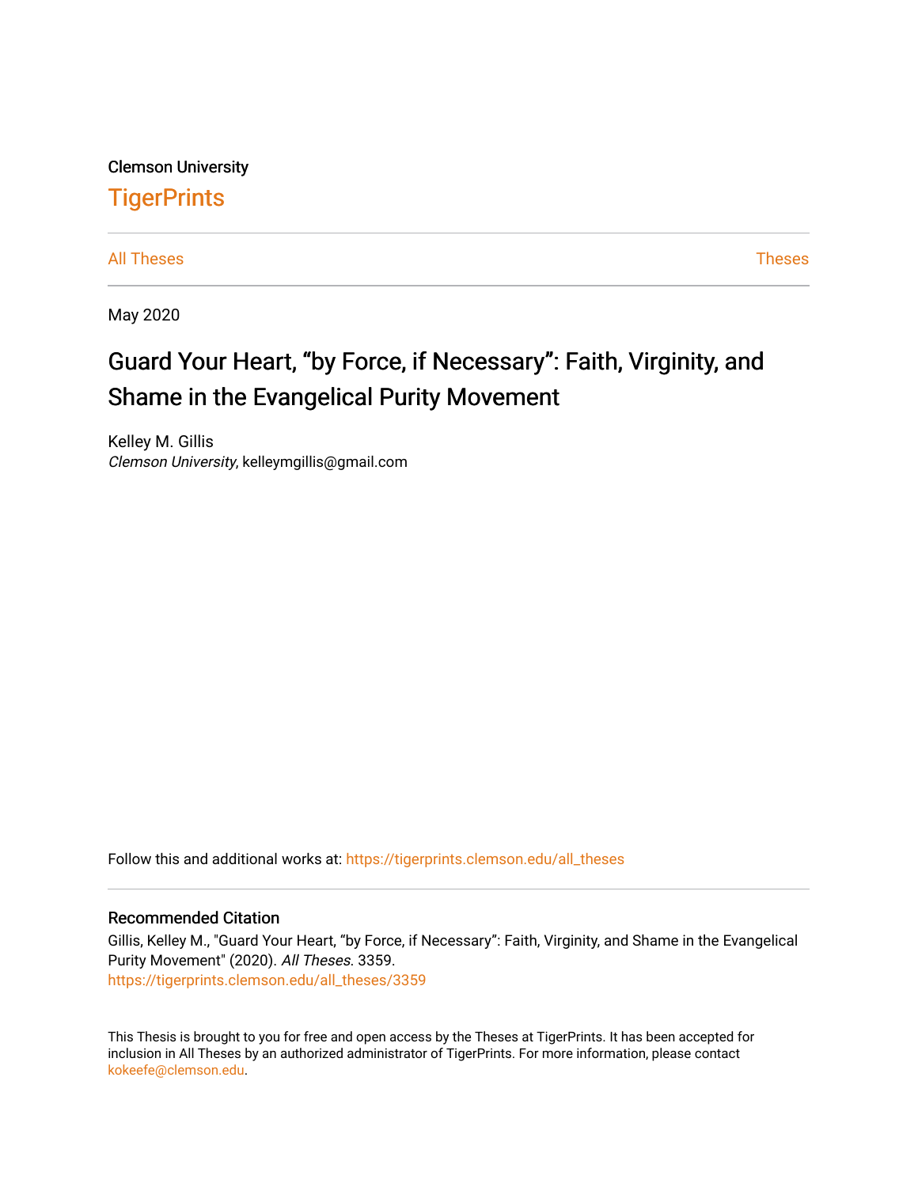Clemson University

# TigerPrints

All Theses | Theses

May 2020

# Guard Your Heart, “by Force, if Necessary”: Faith, Virginity, and Shame in the Evangelical Purity Movement

Kelley M. Gillis
*Clemson University*, kelleymgillis@gmail.com

Follow this and additional works at: https://tigerprints.clemson.edu/all_theses

## Recommended Citation

Gillis, Kelley M., "Guard Your Heart, “by Force, if Necessary”: Faith, Virginity, and Shame in the Evangelical Purity Movement" (2020). *All Theses*. 3359.
https://tigerprints.clemson.edu/all_theses/3359

This Thesis is brought to you for free and open access by the Theses at TigerPrints. It has been accepted for inclusion in All Theses by an authorized administrator of TigerPrints. For more information, please contact kokeefe@clemson.edu.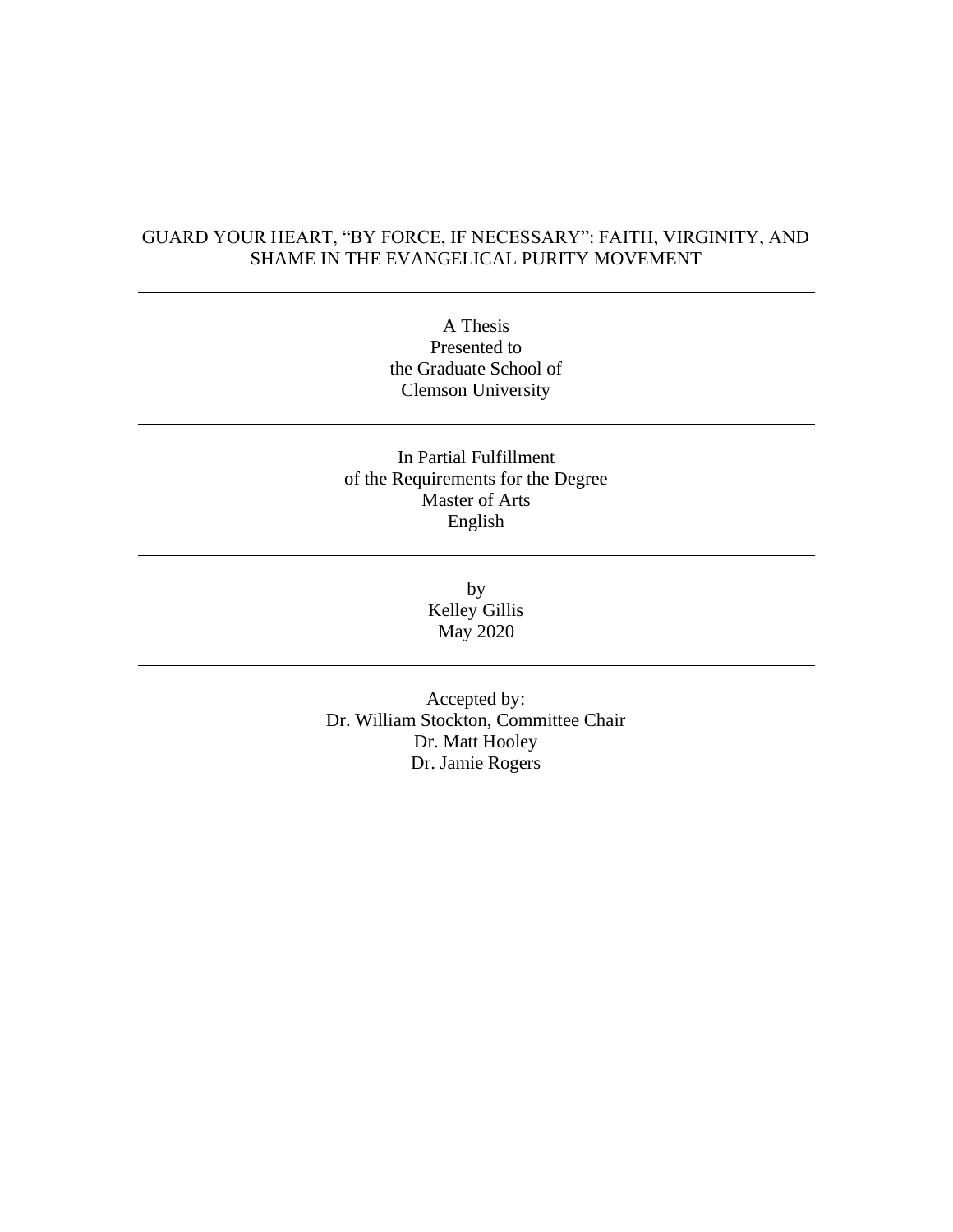# GUARD YOUR HEART, "BY FORCE, IF NECESSARY": FAITH, VIRGINITY, AND SHAME IN THE EVANGELICAL PURITY MOVEMENT

---

A Thesis
Presented to
the Graduate School of
Clemson University

---

In Partial Fulfillment
of the Requirements for the Degree
Master of Arts
English

---

by
Kelley Gillis
May 2020

---

Accepted by:
Dr. William Stockton, Committee Chair
Dr. Matt Hooley
Dr. Jamie Rogers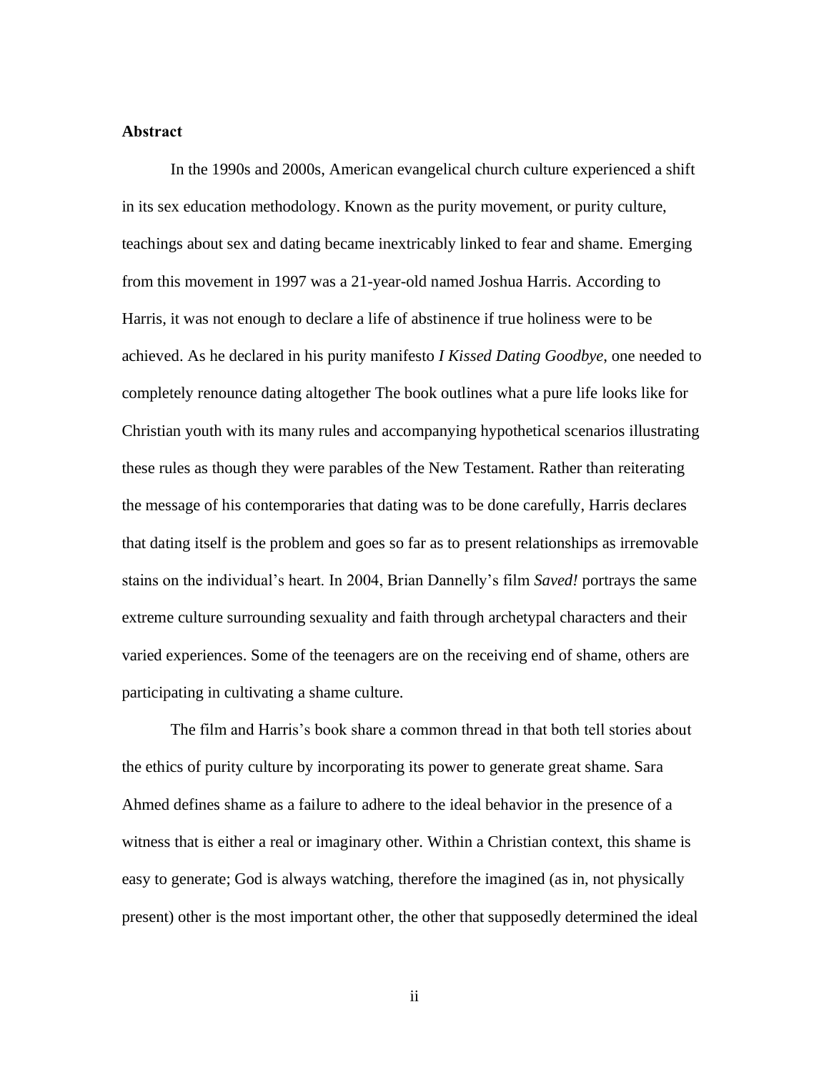**Abstract**

In the 1990s and 2000s, American evangelical church culture experienced a shift in its sex education methodology. Known as the purity movement, or purity culture, teachings about sex and dating became inextricably linked to fear and shame. Emerging from this movement in 1997 was a 21-year-old named Joshua Harris. According to Harris, it was not enough to declare a life of abstinence if true holiness were to be achieved. As he declared in his purity manifesto *I Kissed Dating Goodbye*, one needed to completely renounce dating altogether The book outlines what a pure life looks like for Christian youth with its many rules and accompanying hypothetical scenarios illustrating these rules as though they were parables of the New Testament. Rather than reiterating the message of his contemporaries that dating was to be done carefully, Harris declares that dating itself is the problem and goes so far as to present relationships as irremovable stains on the individual's heart. In 2004, Brian Dannelly's film *Saved!* portrays the same extreme culture surrounding sexuality and faith through archetypal characters and their varied experiences. Some of the teenagers are on the receiving end of shame, others are participating in cultivating a shame culture.

The film and Harris's book share a common thread in that both tell stories about the ethics of purity culture by incorporating its power to generate great shame. Sara Ahmed defines shame as a failure to adhere to the ideal behavior in the presence of a witness that is either a real or imaginary other. Within a Christian context, this shame is easy to generate; God is always watching, therefore the imagined (as in, not physically present) other is the most important other, the other that supposedly determined the ideal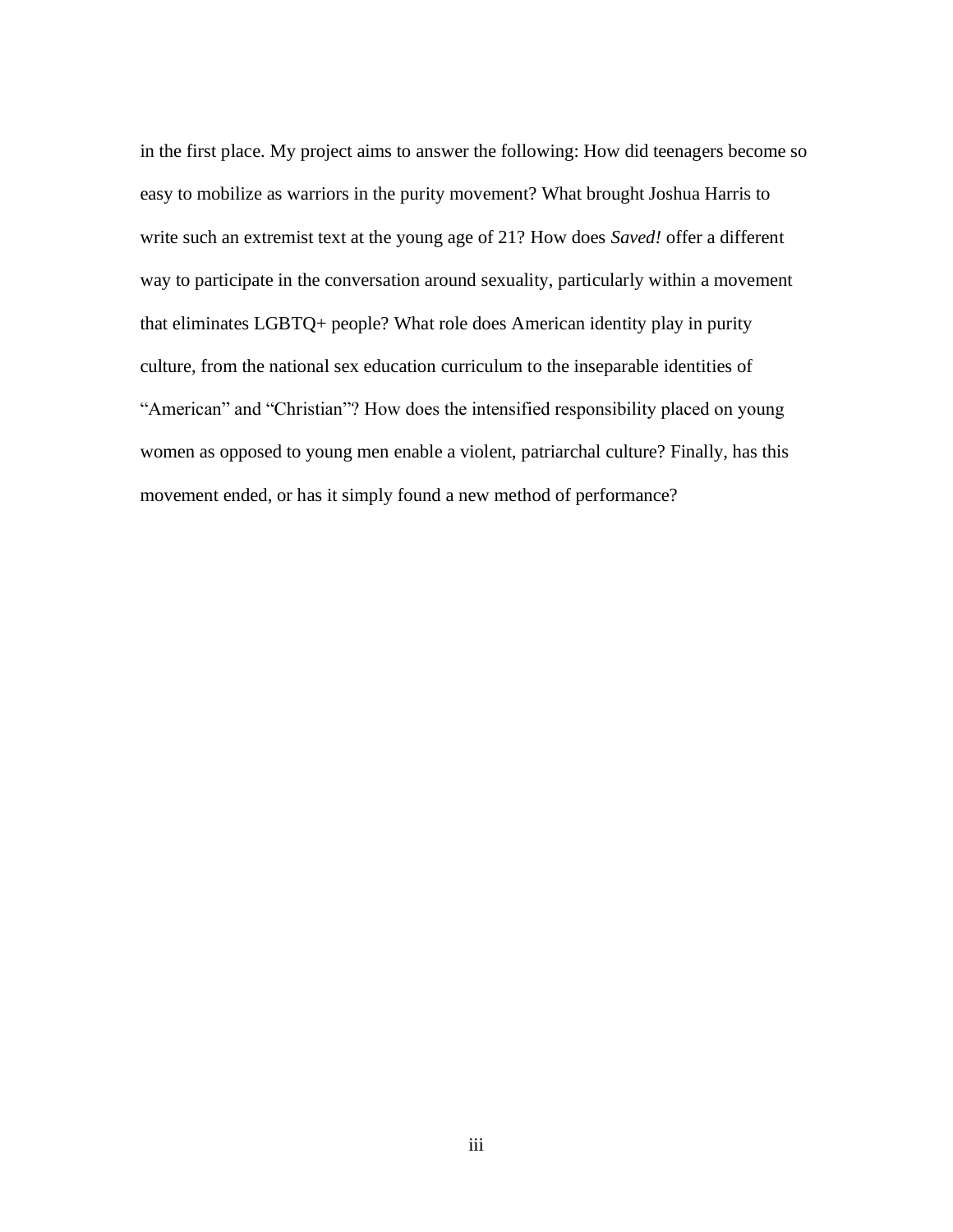in the first place. My project aims to answer the following: How did teenagers become so easy to mobilize as warriors in the purity movement? What brought Joshua Harris to write such an extremist text at the young age of 21? How does *Saved!* offer a different way to participate in the conversation around sexuality, particularly within a movement that eliminates LGBTQ+ people? What role does American identity play in purity culture, from the national sex education curriculum to the inseparable identities of "American" and "Christian"? How does the intensified responsibility placed on young women as opposed to young men enable a violent, patriarchal culture? Finally, has this movement ended, or has it simply found a new method of performance?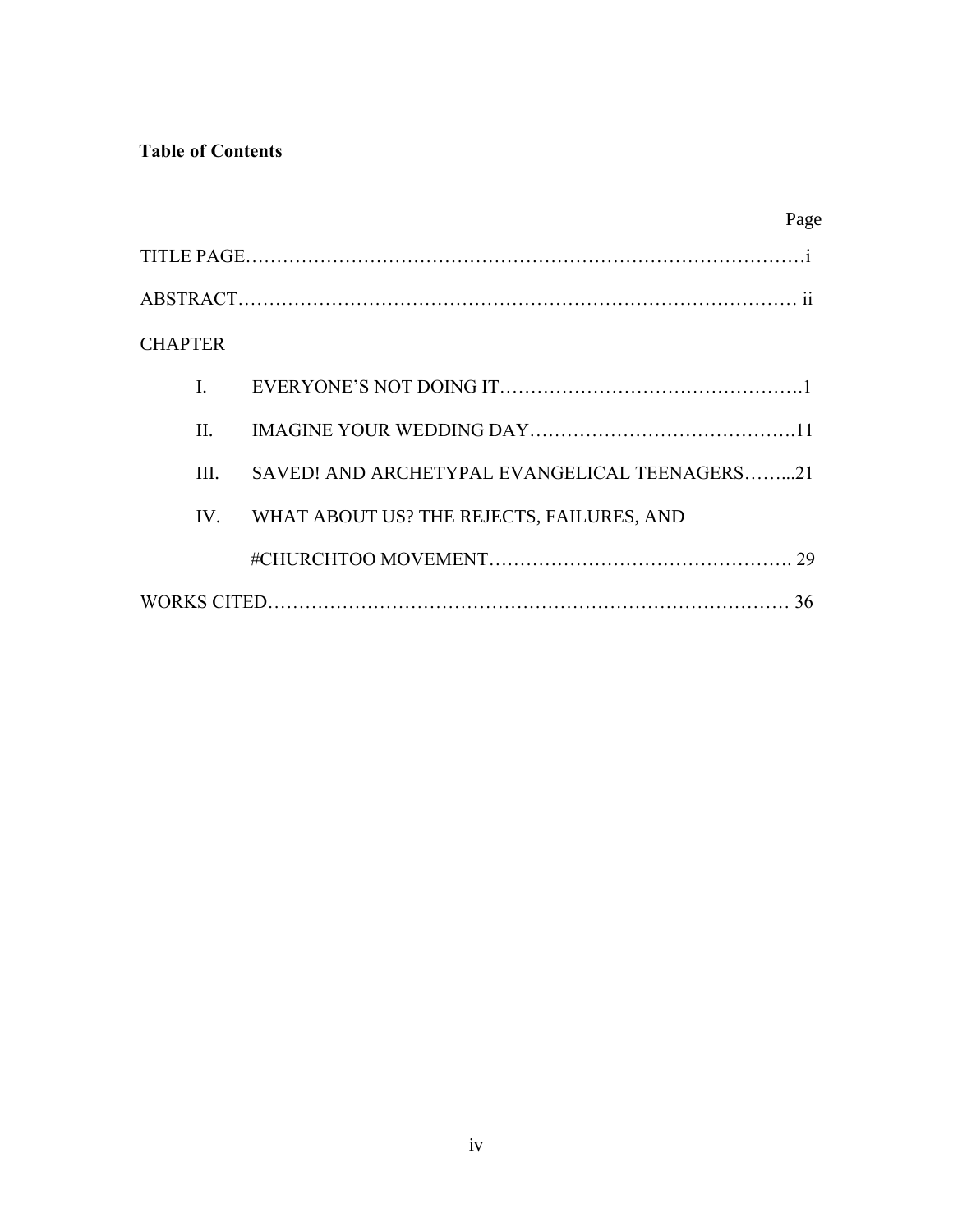**Table of Contents**

| | Page |
|---|---|
| TITLE PAGE | i |
| ABSTRACT | ii |
| CHAPTER | |
| I. EVERYONE'S NOT DOING IT | 1 |
| II. IMAGINE YOUR WEDDING DAY | 11 |
| III. SAVED! AND ARCHETYPAL EVANGELICAL TEENAGERS | 21 |
| IV. WHAT ABOUT US? THE REJECTS, FAILURES, AND #CHURCHTOO MOVEMENT | 29 |
| WORKS CITED | 36 |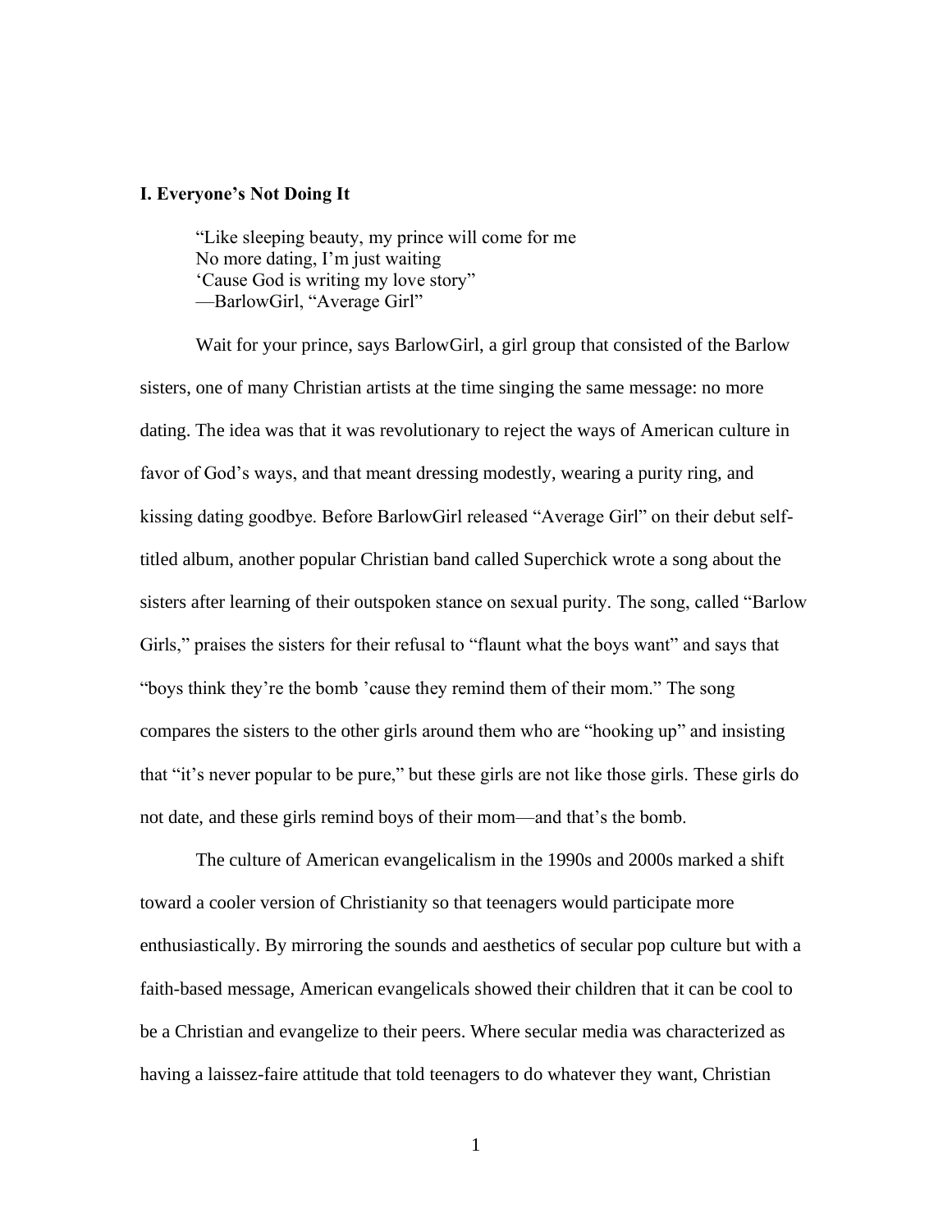## I. Everyone's Not Doing It

> "Like sleeping beauty, my prince will come for me
> No more dating, I'm just waiting
> 'Cause God is writing my love story"
> —BarlowGirl, "Average Girl"

Wait for your prince, says BarlowGirl, a girl group that consisted of the Barlow sisters, one of many Christian artists at the time singing the same message: no more dating. The idea was that it was revolutionary to reject the ways of American culture in favor of God's ways, and that meant dressing modestly, wearing a purity ring, and kissing dating goodbye. Before BarlowGirl released "Average Girl" on their debut self-titled album, another popular Christian band called Superchick wrote a song about the sisters after learning of their outspoken stance on sexual purity. The song, called "Barlow Girls," praises the sisters for their refusal to "flaunt what the boys want" and says that "boys think they're the bomb 'cause they remind them of their mom." The song compares the sisters to the other girls around them who are "hooking up" and insisting that "it's never popular to be pure," but these girls are not like those girls. These girls do not date, and these girls remind boys of their mom—and that's the bomb.

The culture of American evangelicalism in the 1990s and 2000s marked a shift toward a cooler version of Christianity so that teenagers would participate more enthusiastically. By mirroring the sounds and aesthetics of secular pop culture but with a faith-based message, American evangelicals showed their children that it can be cool to be a Christian and evangelize to their peers. Where secular media was characterized as having a laissez-faire attitude that told teenagers to do whatever they want, Christian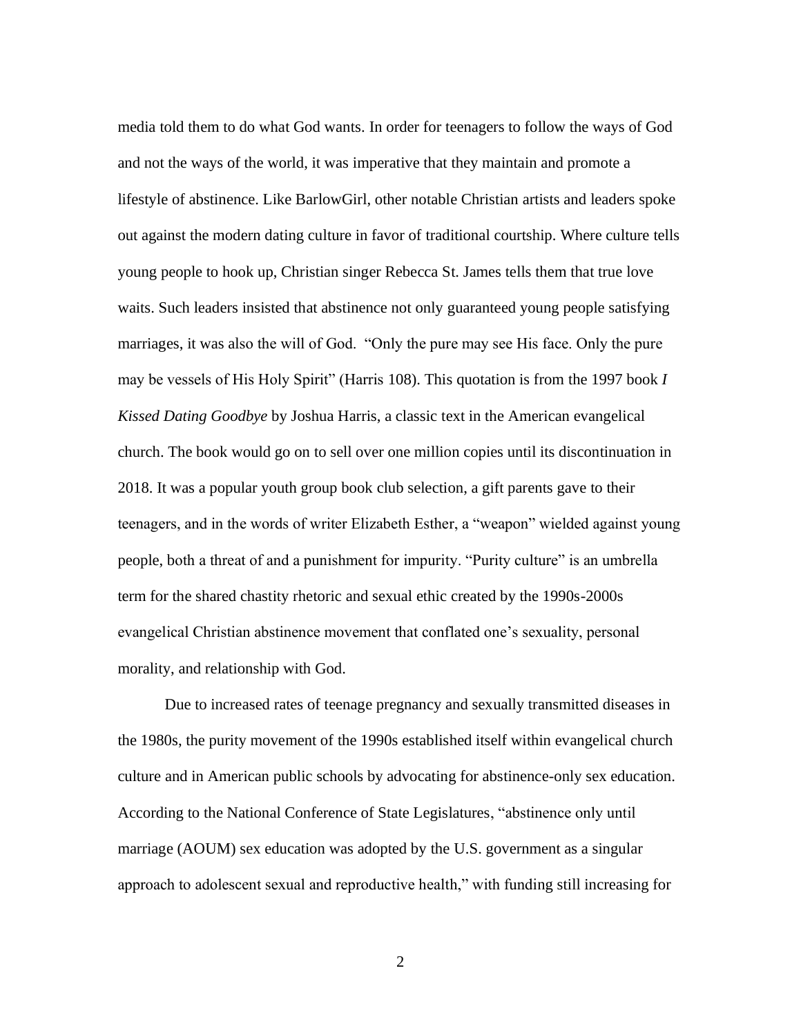media told them to do what God wants. In order for teenagers to follow the ways of God and not the ways of the world, it was imperative that they maintain and promote a lifestyle of abstinence. Like BarlowGirl, other notable Christian artists and leaders spoke out against the modern dating culture in favor of traditional courtship. Where culture tells young people to hook up, Christian singer Rebecca St. James tells them that true love waits. Such leaders insisted that abstinence not only guaranteed young people satisfying marriages, it was also the will of God. "Only the pure may see His face. Only the pure may be vessels of His Holy Spirit" (Harris 108). This quotation is from the 1997 book *I Kissed Dating Goodbye* by Joshua Harris, a classic text in the American evangelical church. The book would go on to sell over one million copies until its discontinuation in 2018. It was a popular youth group book club selection, a gift parents gave to their teenagers, and in the words of writer Elizabeth Esther, a "weapon" wielded against young people, both a threat of and a punishment for impurity. "Purity culture" is an umbrella term for the shared chastity rhetoric and sexual ethic created by the 1990s-2000s evangelical Christian abstinence movement that conflated one's sexuality, personal morality, and relationship with God.

Due to increased rates of teenage pregnancy and sexually transmitted diseases in the 1980s, the purity movement of the 1990s established itself within evangelical church culture and in American public schools by advocating for abstinence-only sex education. According to the National Conference of State Legislatures, "abstinence only until marriage (AOUM) sex education was adopted by the U.S. government as a singular approach to adolescent sexual and reproductive health," with funding still increasing for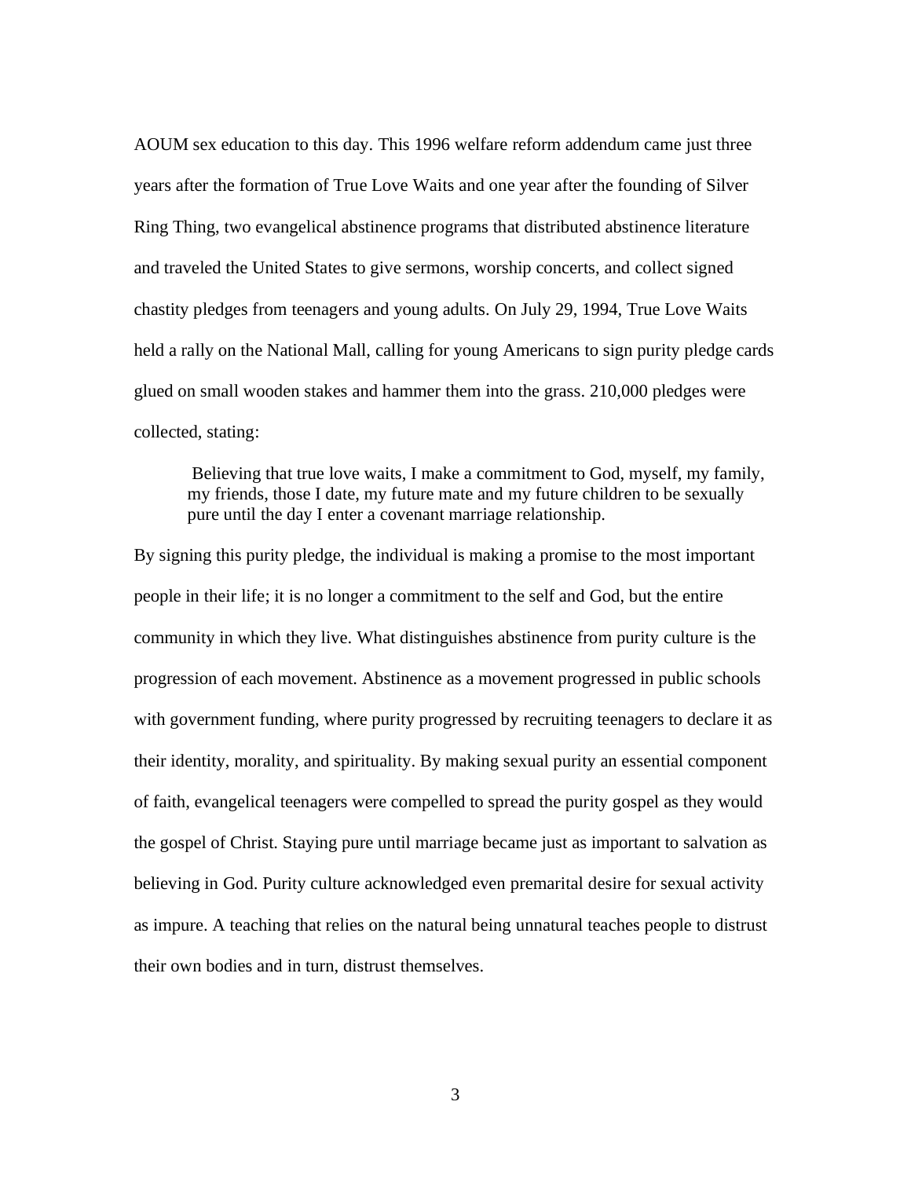AOUM sex education to this day. This 1996 welfare reform addendum came just three years after the formation of True Love Waits and one year after the founding of Silver Ring Thing, two evangelical abstinence programs that distributed abstinence literature and traveled the United States to give sermons, worship concerts, and collect signed chastity pledges from teenagers and young adults. On July 29, 1994, True Love Waits held a rally on the National Mall, calling for young Americans to sign purity pledge cards glued on small wooden stakes and hammer them into the grass. 210,000 pledges were collected, stating:

> Believing that true love waits, I make a commitment to God, myself, my family, my friends, those I date, my future mate and my future children to be sexually pure until the day I enter a covenant marriage relationship.

By signing this purity pledge, the individual is making a promise to the most important people in their life; it is no longer a commitment to the self and God, but the entire community in which they live. What distinguishes abstinence from purity culture is the progression of each movement. Abstinence as a movement progressed in public schools with government funding, where purity progressed by recruiting teenagers to declare it as their identity, morality, and spirituality. By making sexual purity an essential component of faith, evangelical teenagers were compelled to spread the purity gospel as they would the gospel of Christ. Staying pure until marriage became just as important to salvation as believing in God. Purity culture acknowledged even premarital desire for sexual activity as impure. A teaching that relies on the natural being unnatural teaches people to distrust their own bodies and in turn, distrust themselves.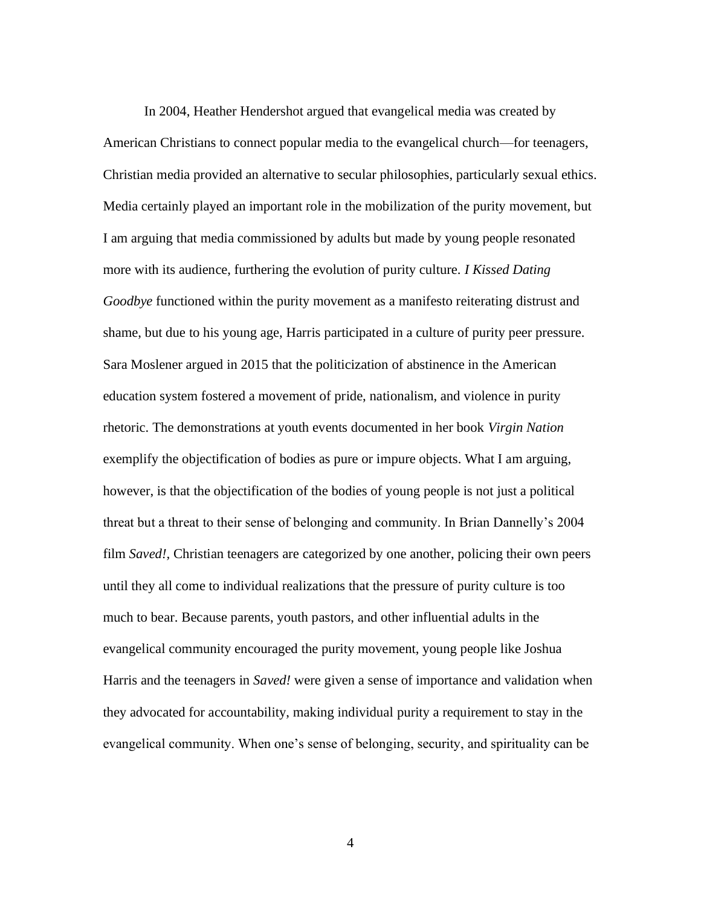In 2004, Heather Hendershot argued that evangelical media was created by American Christians to connect popular media to the evangelical church—for teenagers, Christian media provided an alternative to secular philosophies, particularly sexual ethics. Media certainly played an important role in the mobilization of the purity movement, but I am arguing that media commissioned by adults but made by young people resonated more with its audience, furthering the evolution of purity culture. *I Kissed Dating Goodbye* functioned within the purity movement as a manifesto reiterating distrust and shame, but due to his young age, Harris participated in a culture of purity peer pressure. Sara Moslener argued in 2015 that the politicization of abstinence in the American education system fostered a movement of pride, nationalism, and violence in purity rhetoric. The demonstrations at youth events documented in her book *Virgin Nation* exemplify the objectification of bodies as pure or impure objects. What I am arguing, however, is that the objectification of the bodies of young people is not just a political threat but a threat to their sense of belonging and community. In Brian Dannelly's 2004 film *Saved!*, Christian teenagers are categorized by one another, policing their own peers until they all come to individual realizations that the pressure of purity culture is too much to bear. Because parents, youth pastors, and other influential adults in the evangelical community encouraged the purity movement, young people like Joshua Harris and the teenagers in *Saved!* were given a sense of importance and validation when they advocated for accountability, making individual purity a requirement to stay in the evangelical community. When one's sense of belonging, security, and spirituality can be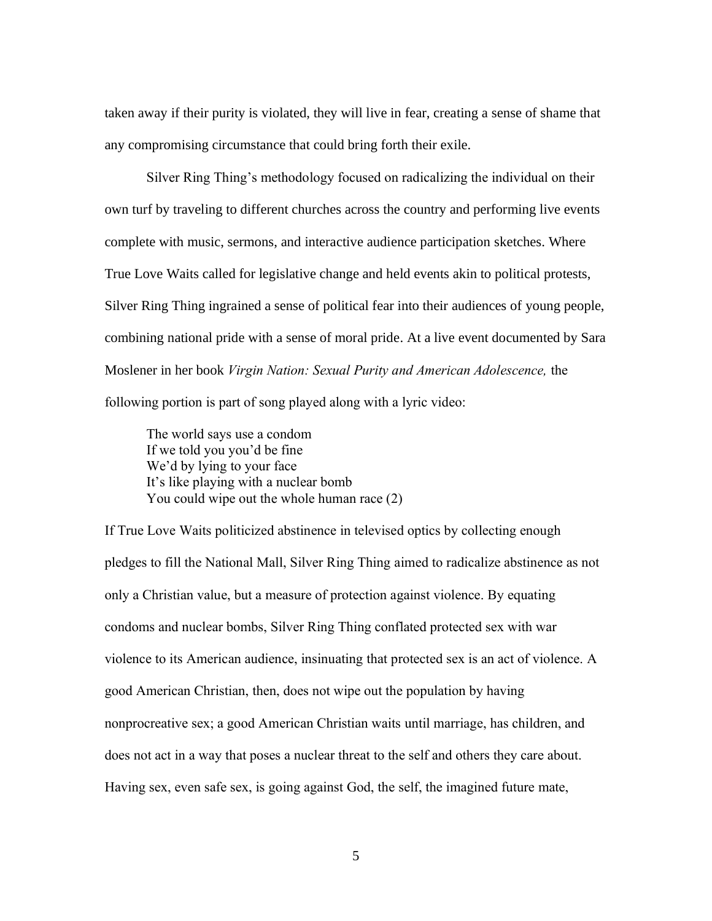taken away if their purity is violated, they will live in fear, creating a sense of shame that any compromising circumstance that could bring forth their exile.

Silver Ring Thing's methodology focused on radicalizing the individual on their own turf by traveling to different churches across the country and performing live events complete with music, sermons, and interactive audience participation sketches. Where True Love Waits called for legislative change and held events akin to political protests, Silver Ring Thing ingrained a sense of political fear into their audiences of young people, combining national pride with a sense of moral pride. At a live event documented by Sara Moslener in her book *Virgin Nation: Sexual Purity and American Adolescence,* the following portion is part of song played along with a lyric video:

> The world says use a condom
> If we told you you'd be fine
> We'd by lying to your face
> It's like playing with a nuclear bomb
> You could wipe out the whole human race (2)

If True Love Waits politicized abstinence in televised optics by collecting enough pledges to fill the National Mall, Silver Ring Thing aimed to radicalize abstinence as not only a Christian value, but a measure of protection against violence. By equating condoms and nuclear bombs, Silver Ring Thing conflated protected sex with war violence to its American audience, insinuating that protected sex is an act of violence. A good American Christian, then, does not wipe out the population by having nonprocreative sex; a good American Christian waits until marriage, has children, and does not act in a way that poses a nuclear threat to the self and others they care about. Having sex, even safe sex, is going against God, the self, the imagined future mate,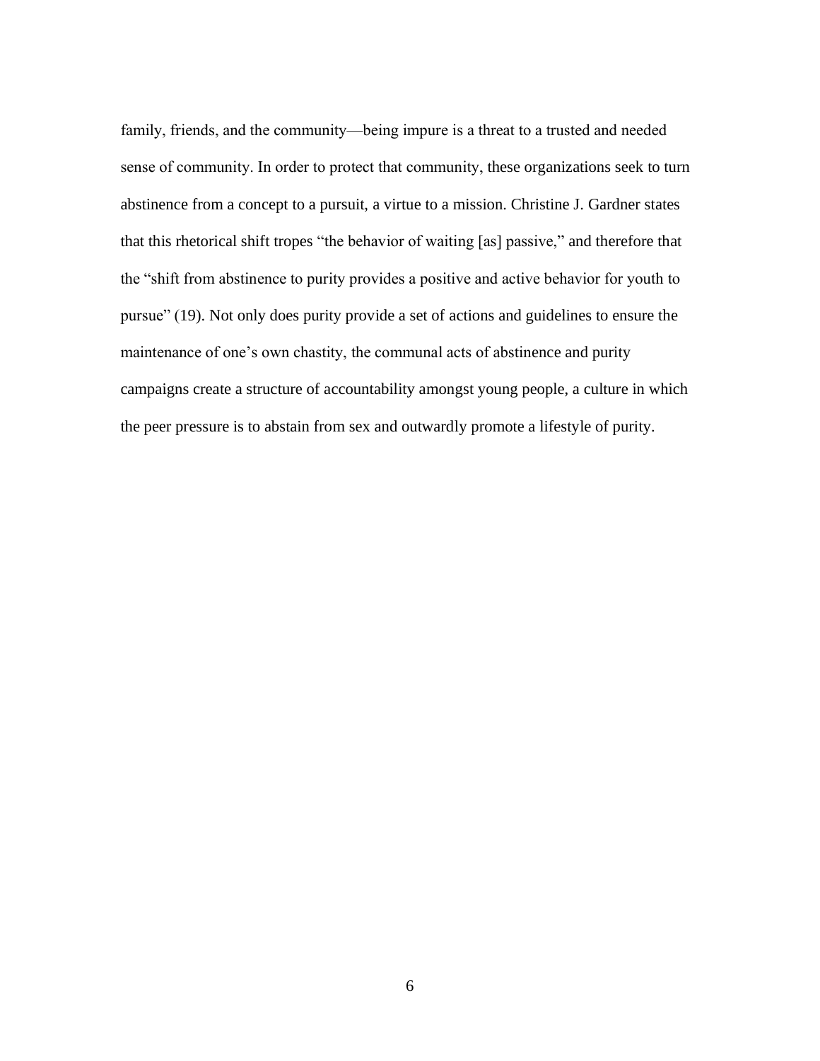family, friends, and the community—being impure is a threat to a trusted and needed sense of community. In order to protect that community, these organizations seek to turn abstinence from a concept to a pursuit, a virtue to a mission. Christine J. Gardner states that this rhetorical shift tropes "the behavior of waiting [as] passive," and therefore that the "shift from abstinence to purity provides a positive and active behavior for youth to pursue" (19). Not only does purity provide a set of actions and guidelines to ensure the maintenance of one's own chastity, the communal acts of abstinence and purity campaigns create a structure of accountability amongst young people, a culture in which the peer pressure is to abstain from sex and outwardly promote a lifestyle of purity.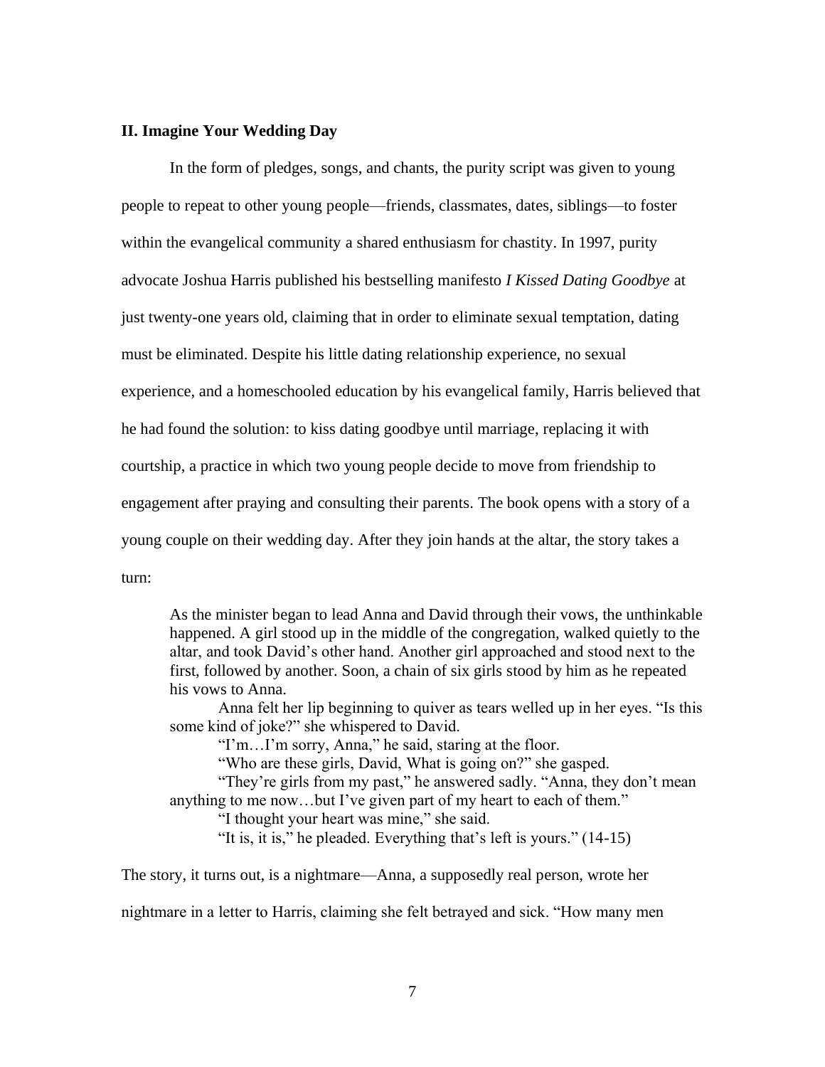## II. Imagine Your Wedding Day

In the form of pledges, songs, and chants, the purity script was given to young people to repeat to other young people—friends, classmates, dates, siblings—to foster within the evangelical community a shared enthusiasm for chastity. In 1997, purity advocate Joshua Harris published his bestselling manifesto *I Kissed Dating Goodbye* at just twenty-one years old, claiming that in order to eliminate sexual temptation, dating must be eliminated. Despite his little dating relationship experience, no sexual experience, and a homeschooled education by his evangelical family, Harris believed that he had found the solution: to kiss dating goodbye until marriage, replacing it with courtship, a practice in which two young people decide to move from friendship to engagement after praying and consulting their parents. The book opens with a story of a young couple on their wedding day. After they join hands at the altar, the story takes a turn:

> As the minister began to lead Anna and David through their vows, the unthinkable happened. A girl stood up in the middle of the congregation, walked quietly to the altar, and took David's other hand. Another girl approached and stood next to the first, followed by another. Soon, a chain of six girls stood by him as he repeated his vows to Anna.
>
> Anna felt her lip beginning to quiver as tears welled up in her eyes. "Is this some kind of joke?" she whispered to David.
>
> "I'm…I'm sorry, Anna," he said, staring at the floor.
>
> "Who are these girls, David, What is going on?" she gasped.
>
> "They're girls from my past," he answered sadly. "Anna, they don't mean anything to me now…but I've given part of my heart to each of them."
>
> "I thought your heart was mine," she said.
>
> "It is, it is," he pleaded. Everything that's left is yours." (14-15)

The story, it turns out, is a nightmare—Anna, a supposedly real person, wrote her nightmare in a letter to Harris, claiming she felt betrayed and sick. "How many men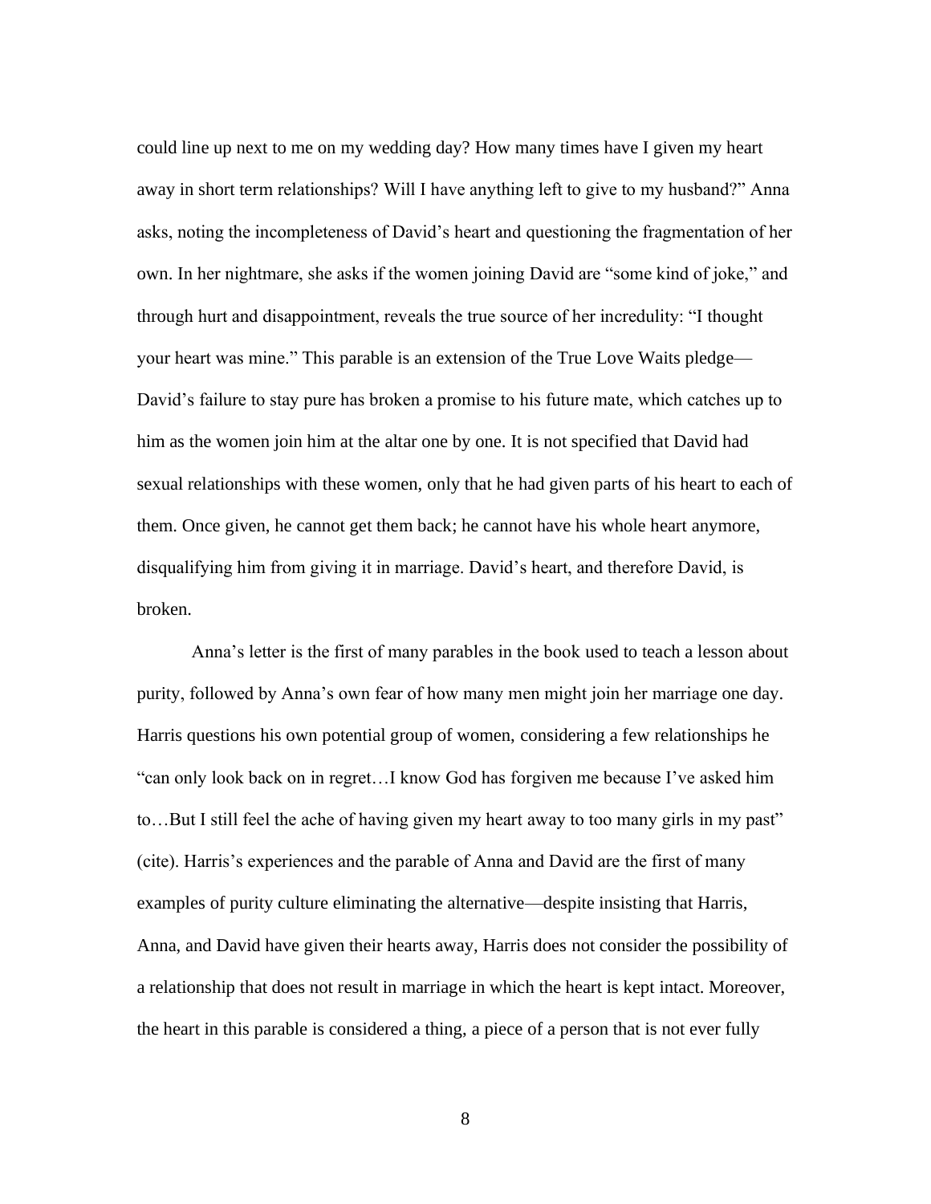could line up next to me on my wedding day? How many times have I given my heart away in short term relationships? Will I have anything left to give to my husband?" Anna asks, noting the incompleteness of David's heart and questioning the fragmentation of her own. In her nightmare, she asks if the women joining David are "some kind of joke," and through hurt and disappointment, reveals the true source of her incredulity: "I thought your heart was mine." This parable is an extension of the True Love Waits pledge—David's failure to stay pure has broken a promise to his future mate, which catches up to him as the women join him at the altar one by one. It is not specified that David had sexual relationships with these women, only that he had given parts of his heart to each of them. Once given, he cannot get them back; he cannot have his whole heart anymore, disqualifying him from giving it in marriage. David's heart, and therefore David, is broken.

Anna's letter is the first of many parables in the book used to teach a lesson about purity, followed by Anna's own fear of how many men might join her marriage one day. Harris questions his own potential group of women, considering a few relationships he "can only look back on in regret…I know God has forgiven me because I've asked him to…But I still feel the ache of having given my heart away to too many girls in my past" (cite). Harris's experiences and the parable of Anna and David are the first of many examples of purity culture eliminating the alternative—despite insisting that Harris, Anna, and David have given their hearts away, Harris does not consider the possibility of a relationship that does not result in marriage in which the heart is kept intact. Moreover, the heart in this parable is considered a thing, a piece of a person that is not ever fully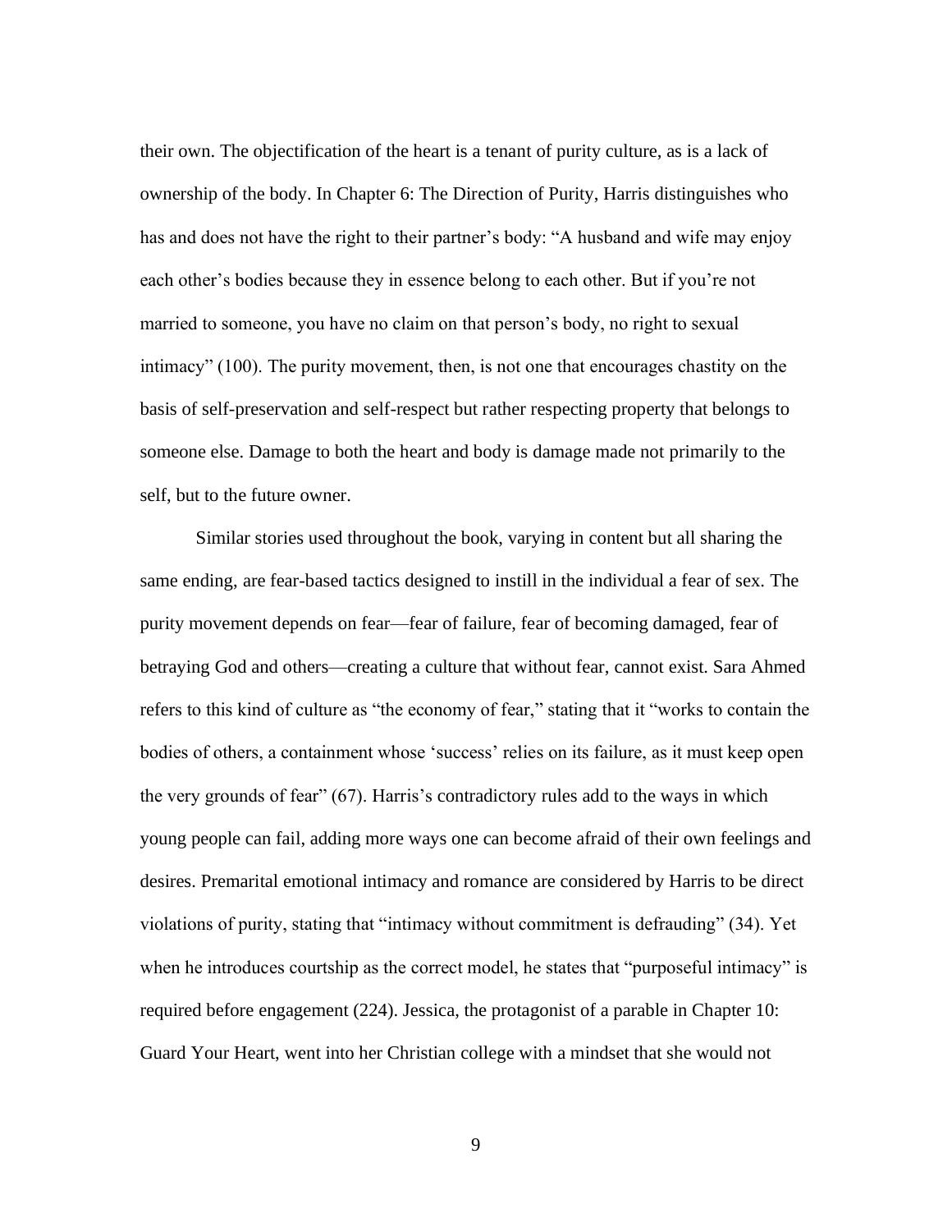their own. The objectification of the heart is a tenant of purity culture, as is a lack of ownership of the body. In Chapter 6: The Direction of Purity, Harris distinguishes who has and does not have the right to their partner's body: "A husband and wife may enjoy each other's bodies because they in essence belong to each other. But if you're not married to someone, you have no claim on that person's body, no right to sexual intimacy" (100). The purity movement, then, is not one that encourages chastity on the basis of self-preservation and self-respect but rather respecting property that belongs to someone else. Damage to both the heart and body is damage made not primarily to the self, but to the future owner.

Similar stories used throughout the book, varying in content but all sharing the same ending, are fear-based tactics designed to instill in the individual a fear of sex. The purity movement depends on fear—fear of failure, fear of becoming damaged, fear of betraying God and others—creating a culture that without fear, cannot exist. Sara Ahmed refers to this kind of culture as "the economy of fear," stating that it "works to contain the bodies of others, a containment whose 'success' relies on its failure, as it must keep open the very grounds of fear" (67). Harris's contradictory rules add to the ways in which young people can fail, adding more ways one can become afraid of their own feelings and desires. Premarital emotional intimacy and romance are considered by Harris to be direct violations of purity, stating that "intimacy without commitment is defrauding" (34). Yet when he introduces courtship as the correct model, he states that "purposeful intimacy" is required before engagement (224). Jessica, the protagonist of a parable in Chapter 10: Guard Your Heart, went into her Christian college with a mindset that she would not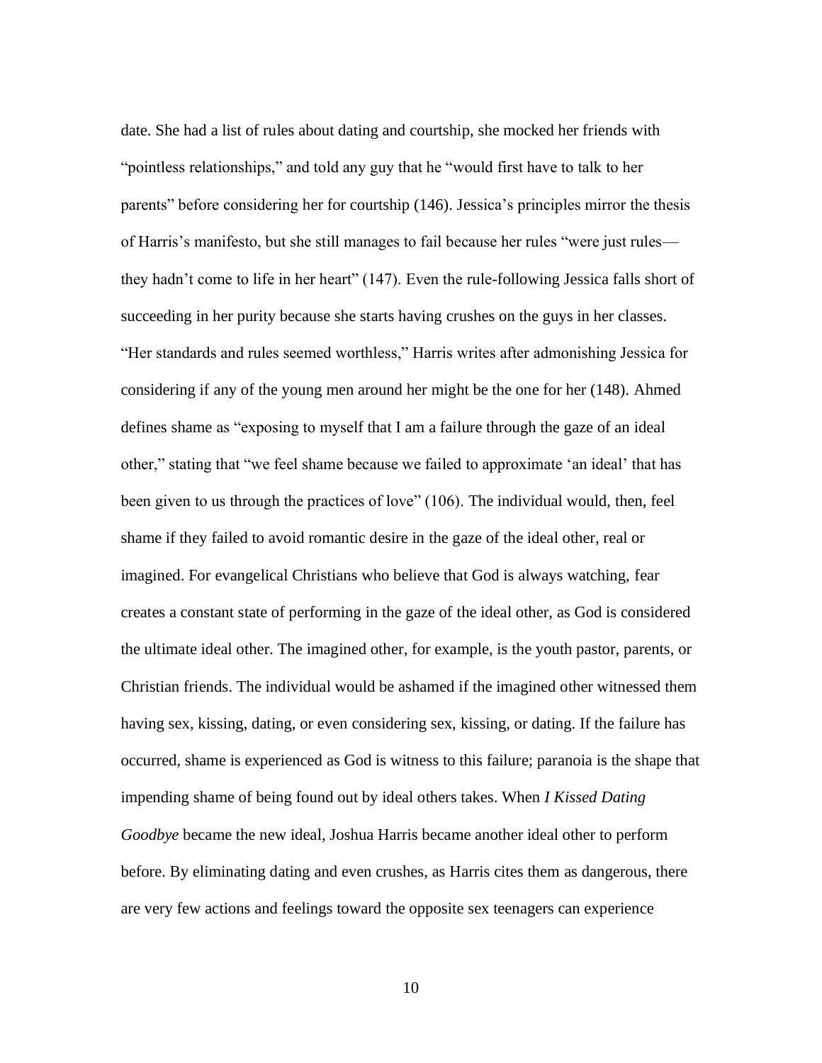date. She had a list of rules about dating and courtship, she mocked her friends with "pointless relationships," and told any guy that he "would first have to talk to her parents" before considering her for courtship (146). Jessica's principles mirror the thesis of Harris's manifesto, but she still manages to fail because her rules "were just rules—they hadn't come to life in her heart" (147). Even the rule-following Jessica falls short of succeeding in her purity because she starts having crushes on the guys in her classes. "Her standards and rules seemed worthless," Harris writes after admonishing Jessica for considering if any of the young men around her might be the one for her (148). Ahmed defines shame as "exposing to myself that I am a failure through the gaze of an ideal other," stating that "we feel shame because we failed to approximate 'an ideal' that has been given to us through the practices of love" (106). The individual would, then, feel shame if they failed to avoid romantic desire in the gaze of the ideal other, real or imagined. For evangelical Christians who believe that God is always watching, fear creates a constant state of performing in the gaze of the ideal other, as God is considered the ultimate ideal other. The imagined other, for example, is the youth pastor, parents, or Christian friends. The individual would be ashamed if the imagined other witnessed them having sex, kissing, dating, or even considering sex, kissing, or dating. If the failure has occurred, shame is experienced as God is witness to this failure; paranoia is the shape that impending shame of being found out by ideal others takes. When *I Kissed Dating Goodbye* became the new ideal, Joshua Harris became another ideal other to perform before. By eliminating dating and even crushes, as Harris cites them as dangerous, there are very few actions and feelings toward the opposite sex teenagers can experience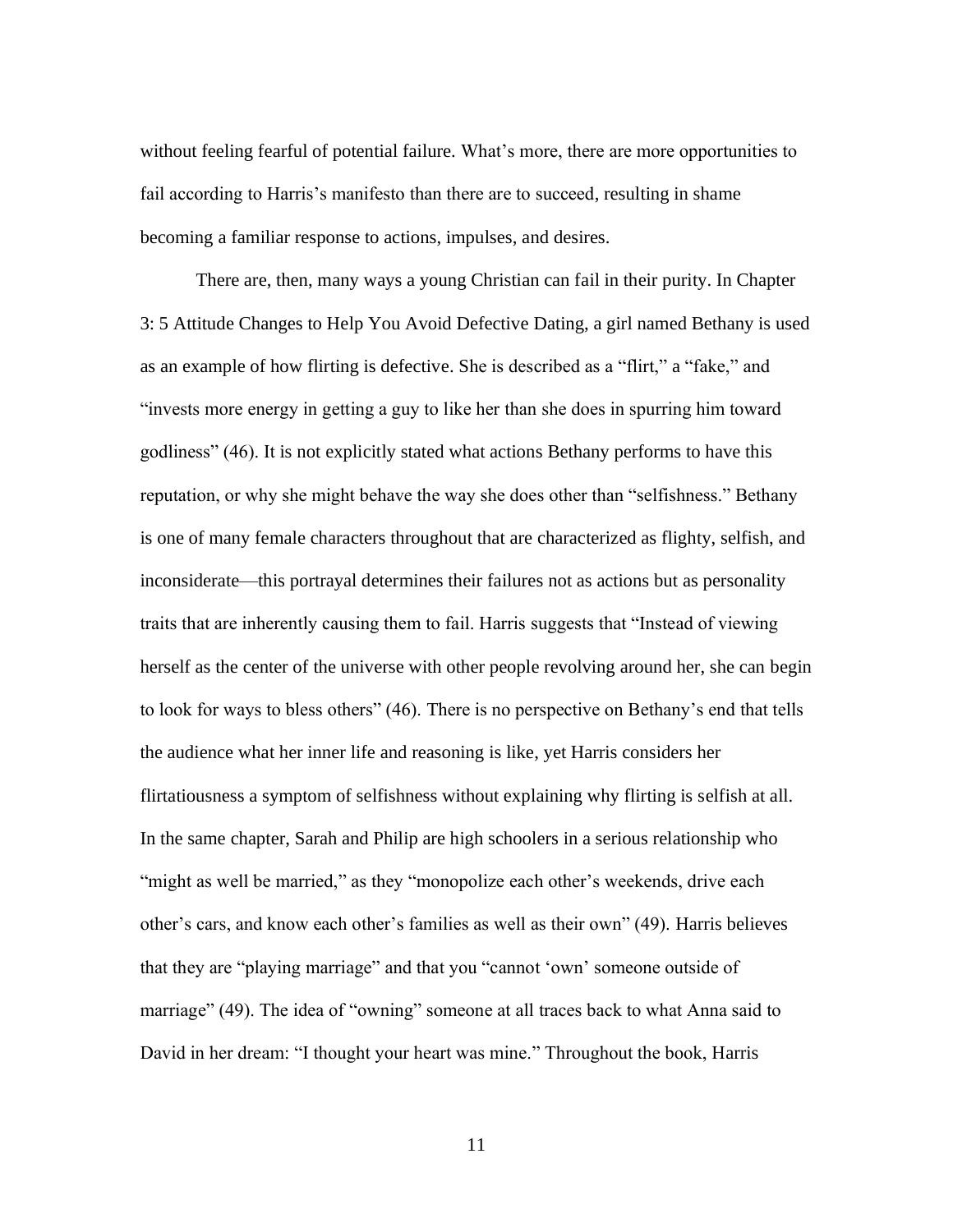without feeling fearful of potential failure. What's more, there are more opportunities to fail according to Harris's manifesto than there are to succeed, resulting in shame becoming a familiar response to actions, impulses, and desires.

There are, then, many ways a young Christian can fail in their purity. In Chapter 3: 5 Attitude Changes to Help You Avoid Defective Dating, a girl named Bethany is used as an example of how flirting is defective. She is described as a "flirt," a "fake," and "invests more energy in getting a guy to like her than she does in spurring him toward godliness" (46). It is not explicitly stated what actions Bethany performs to have this reputation, or why she might behave the way she does other than "selfishness." Bethany is one of many female characters throughout that are characterized as flighty, selfish, and inconsiderate—this portrayal determines their failures not as actions but as personality traits that are inherently causing them to fail. Harris suggests that "Instead of viewing herself as the center of the universe with other people revolving around her, she can begin to look for ways to bless others" (46). There is no perspective on Bethany's end that tells the audience what her inner life and reasoning is like, yet Harris considers her flirtatiousness a symptom of selfishness without explaining why flirting is selfish at all. In the same chapter, Sarah and Philip are high schoolers in a serious relationship who "might as well be married," as they "monopolize each other's weekends, drive each other's cars, and know each other's families as well as their own" (49). Harris believes that they are "playing marriage" and that you "cannot 'own' someone outside of marriage" (49). The idea of "owning" someone at all traces back to what Anna said to David in her dream: "I thought your heart was mine." Throughout the book, Harris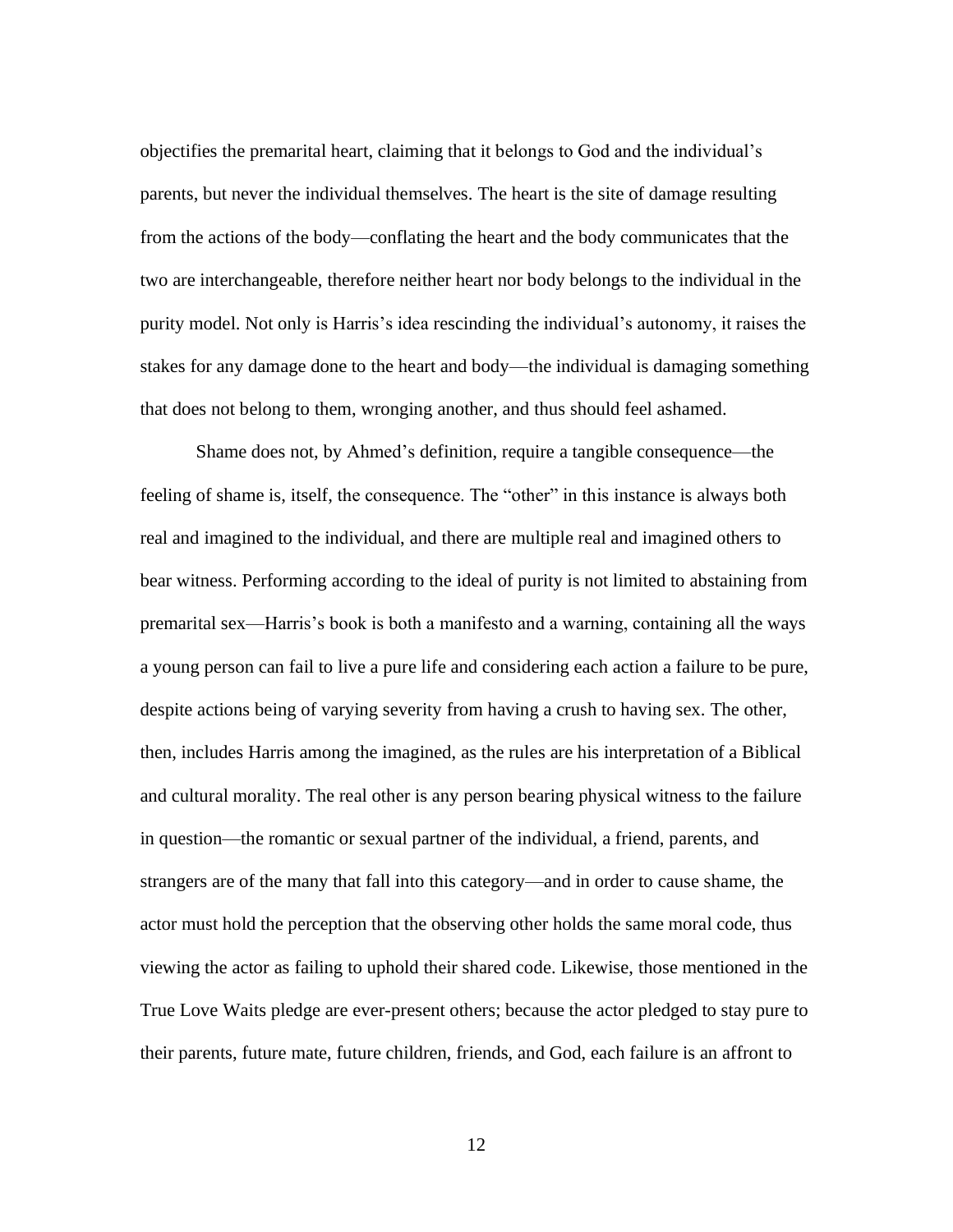objectifies the premarital heart, claiming that it belongs to God and the individual's parents, but never the individual themselves. The heart is the site of damage resulting from the actions of the body—conflating the heart and the body communicates that the two are interchangeable, therefore neither heart nor body belongs to the individual in the purity model. Not only is Harris's idea rescinding the individual's autonomy, it raises the stakes for any damage done to the heart and body—the individual is damaging something that does not belong to them, wronging another, and thus should feel ashamed.

Shame does not, by Ahmed's definition, require a tangible consequence—the feeling of shame is, itself, the consequence. The "other" in this instance is always both real and imagined to the individual, and there are multiple real and imagined others to bear witness. Performing according to the ideal of purity is not limited to abstaining from premarital sex—Harris's book is both a manifesto and a warning, containing all the ways a young person can fail to live a pure life and considering each action a failure to be pure, despite actions being of varying severity from having a crush to having sex. The other, then, includes Harris among the imagined, as the rules are his interpretation of a Biblical and cultural morality. The real other is any person bearing physical witness to the failure in question—the romantic or sexual partner of the individual, a friend, parents, and strangers are of the many that fall into this category—and in order to cause shame, the actor must hold the perception that the observing other holds the same moral code, thus viewing the actor as failing to uphold their shared code. Likewise, those mentioned in the True Love Waits pledge are ever-present others; because the actor pledged to stay pure to their parents, future mate, future children, friends, and God, each failure is an affront to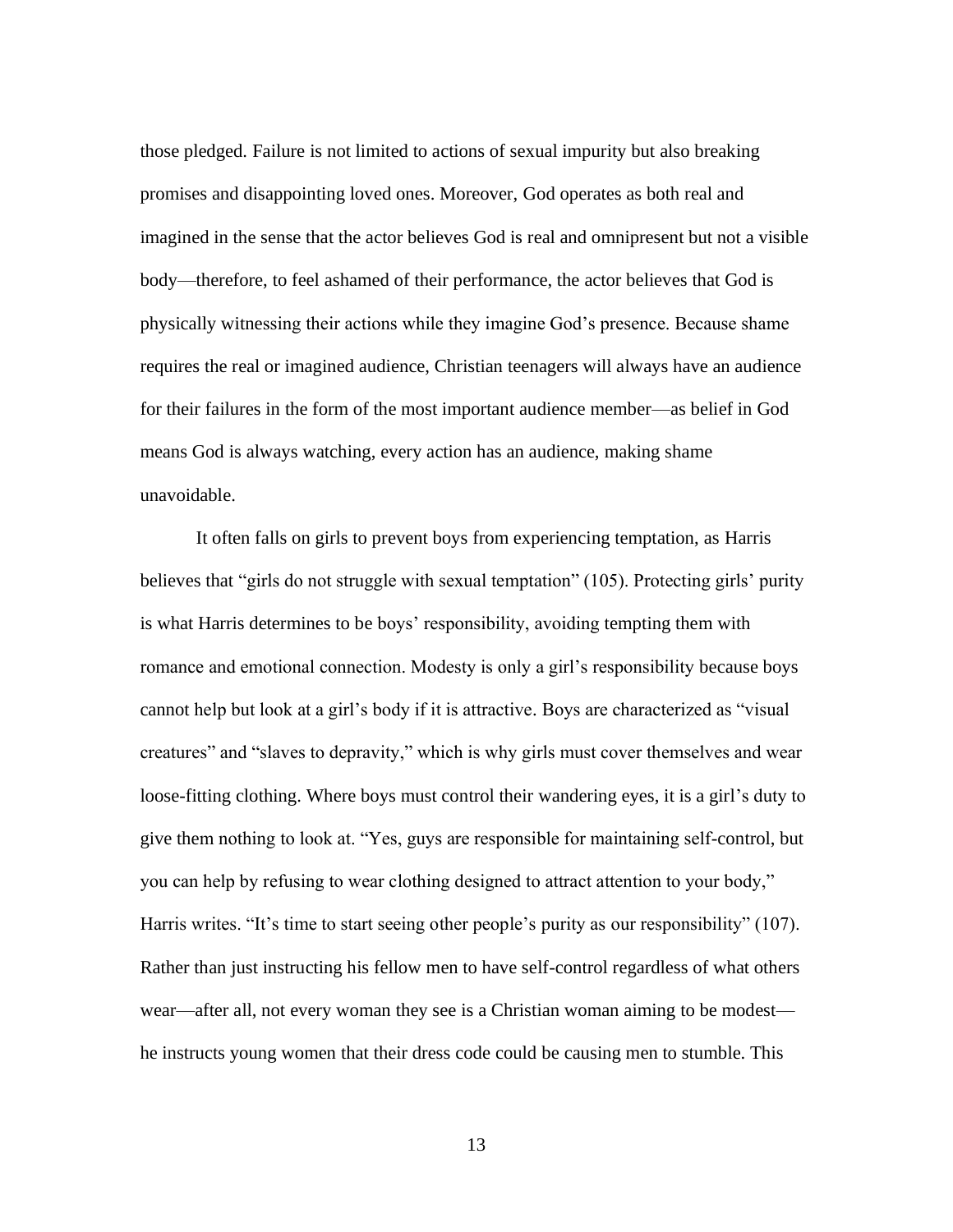those pledged. Failure is not limited to actions of sexual impurity but also breaking promises and disappointing loved ones. Moreover, God operates as both real and imagined in the sense that the actor believes God is real and omnipresent but not a visible body—therefore, to feel ashamed of their performance, the actor believes that God is physically witnessing their actions while they imagine God's presence. Because shame requires the real or imagined audience, Christian teenagers will always have an audience for their failures in the form of the most important audience member—as belief in God means God is always watching, every action has an audience, making shame unavoidable.

It often falls on girls to prevent boys from experiencing temptation, as Harris believes that "girls do not struggle with sexual temptation" (105). Protecting girls' purity is what Harris determines to be boys' responsibility, avoiding tempting them with romance and emotional connection. Modesty is only a girl's responsibility because boys cannot help but look at a girl's body if it is attractive. Boys are characterized as "visual creatures" and "slaves to depravity," which is why girls must cover themselves and wear loose-fitting clothing. Where boys must control their wandering eyes, it is a girl's duty to give them nothing to look at. "Yes, guys are responsible for maintaining self-control, but you can help by refusing to wear clothing designed to attract attention to your body," Harris writes. "It's time to start seeing other people's purity as our responsibility" (107). Rather than just instructing his fellow men to have self-control regardless of what others wear—after all, not every woman they see is a Christian woman aiming to be modest—he instructs young women that their dress code could be causing men to stumble. This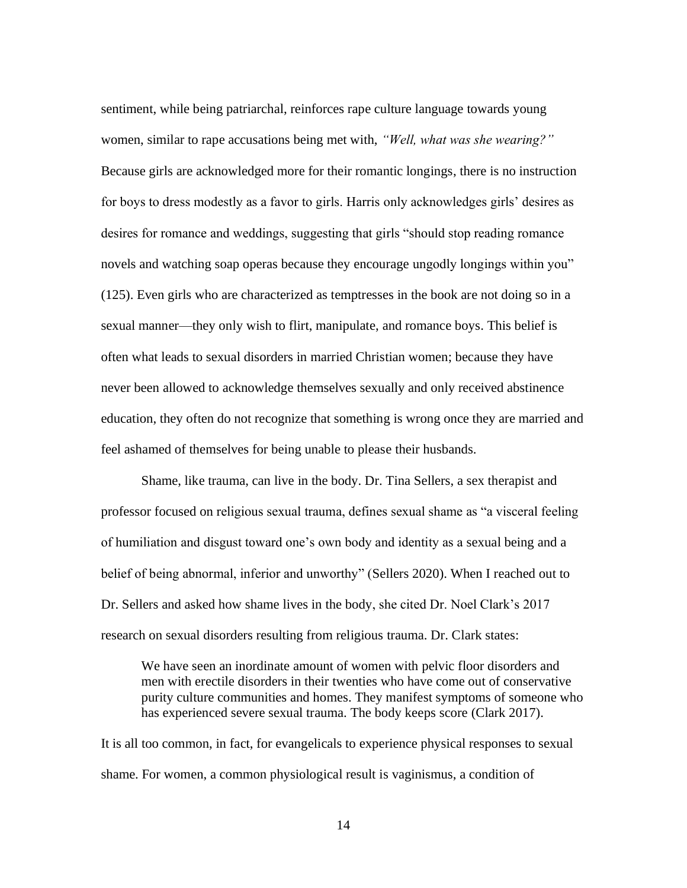sentiment, while being patriarchal, reinforces rape culture language towards young women, similar to rape accusations being met with, *"Well, what was she wearing?"* Because girls are acknowledged more for their romantic longings, there is no instruction for boys to dress modestly as a favor to girls. Harris only acknowledges girls' desires as desires for romance and weddings, suggesting that girls "should stop reading romance novels and watching soap operas because they encourage ungodly longings within you" (125). Even girls who are characterized as temptresses in the book are not doing so in a sexual manner—they only wish to flirt, manipulate, and romance boys. This belief is often what leads to sexual disorders in married Christian women; because they have never been allowed to acknowledge themselves sexually and only received abstinence education, they often do not recognize that something is wrong once they are married and feel ashamed of themselves for being unable to please their husbands.

Shame, like trauma, can live in the body. Dr. Tina Sellers, a sex therapist and professor focused on religious sexual trauma, defines sexual shame as "a visceral feeling of humiliation and disgust toward one's own body and identity as a sexual being and a belief of being abnormal, inferior and unworthy" (Sellers 2020). When I reached out to Dr. Sellers and asked how shame lives in the body, she cited Dr. Noel Clark's 2017 research on sexual disorders resulting from religious trauma. Dr. Clark states:

> We have seen an inordinate amount of women with pelvic floor disorders and men with erectile disorders in their twenties who have come out of conservative purity culture communities and homes. They manifest symptoms of someone who has experienced severe sexual trauma. The body keeps score (Clark 2017).

It is all too common, in fact, for evangelicals to experience physical responses to sexual shame. For women, a common physiological result is vaginismus, a condition of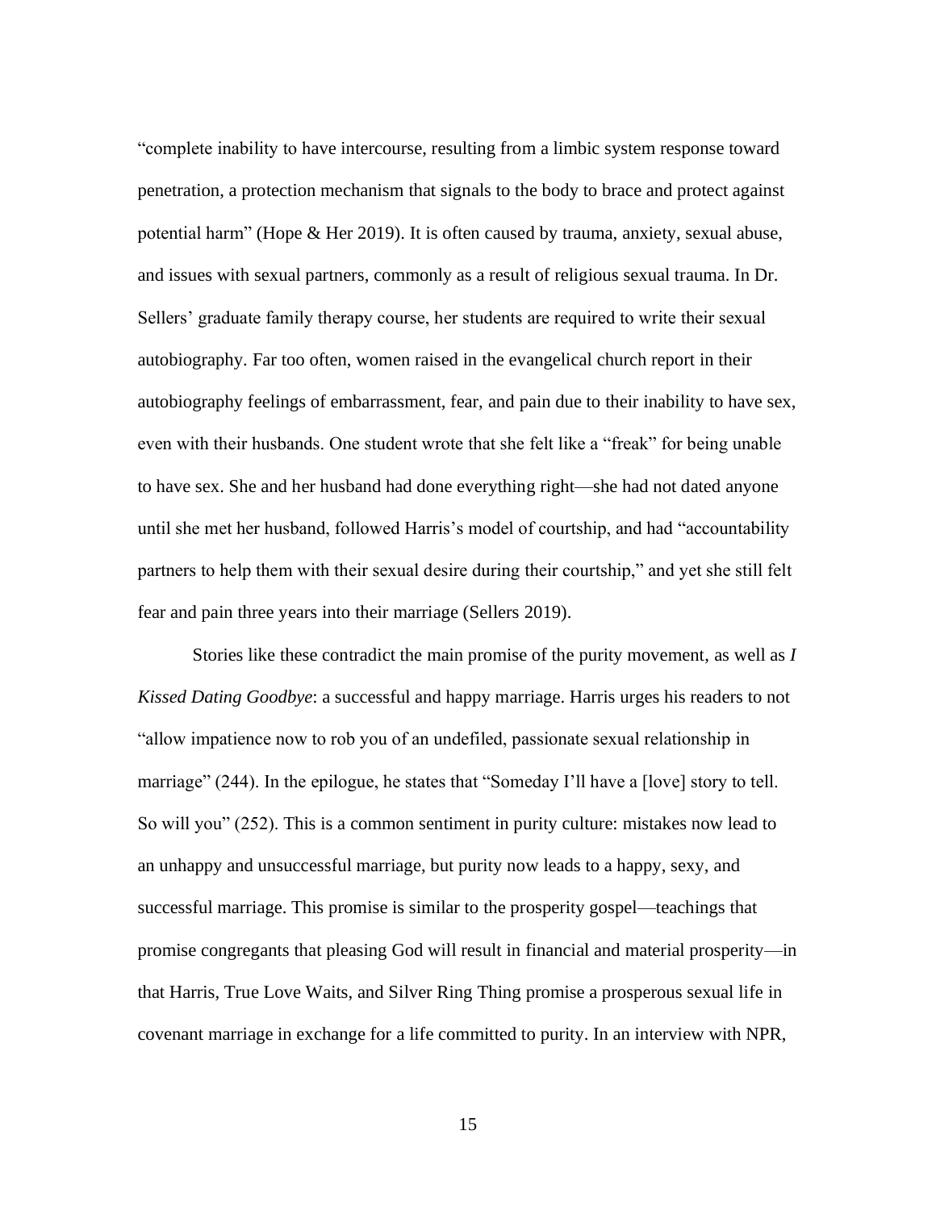"complete inability to have intercourse, resulting from a limbic system response toward penetration, a protection mechanism that signals to the body to brace and protect against potential harm" (Hope & Her 2019). It is often caused by trauma, anxiety, sexual abuse, and issues with sexual partners, commonly as a result of religious sexual trauma. In Dr. Sellers' graduate family therapy course, her students are required to write their sexual autobiography. Far too often, women raised in the evangelical church report in their autobiography feelings of embarrassment, fear, and pain due to their inability to have sex, even with their husbands. One student wrote that she felt like a "freak" for being unable to have sex. She and her husband had done everything right—she had not dated anyone until she met her husband, followed Harris's model of courtship, and had "accountability partners to help them with their sexual desire during their courtship," and yet she still felt fear and pain three years into their marriage (Sellers 2019).

Stories like these contradict the main promise of the purity movement, as well as *I Kissed Dating Goodbye*: a successful and happy marriage. Harris urges his readers to not "allow impatience now to rob you of an undefiled, passionate sexual relationship in marriage" (244). In the epilogue, he states that "Someday I'll have a [love] story to tell. So will you" (252). This is a common sentiment in purity culture: mistakes now lead to an unhappy and unsuccessful marriage, but purity now leads to a happy, sexy, and successful marriage. This promise is similar to the prosperity gospel—teachings that promise congregants that pleasing God will result in financial and material prosperity—in that Harris, True Love Waits, and Silver Ring Thing promise a prosperous sexual life in covenant marriage in exchange for a life committed to purity. In an interview with NPR,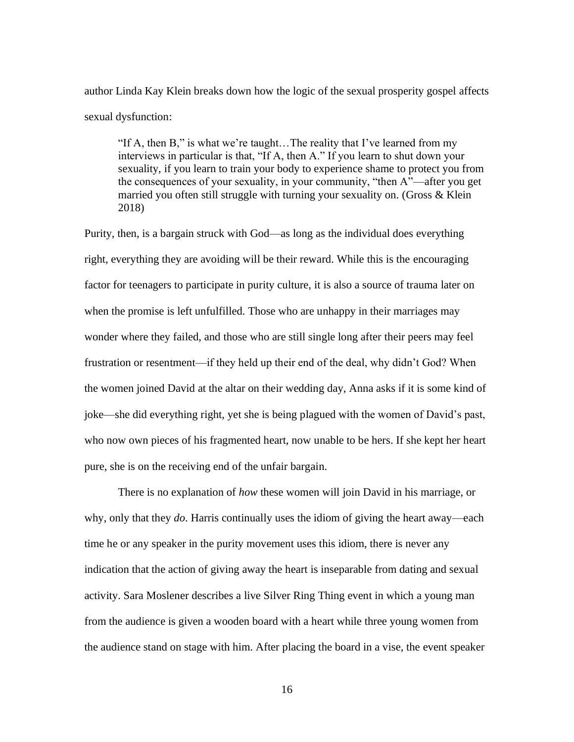author Linda Kay Klein breaks down how the logic of the sexual prosperity gospel affects sexual dysfunction:

> "If A, then B," is what we're taught…The reality that I've learned from my interviews in particular is that, "If A, then A." If you learn to shut down your sexuality, if you learn to train your body to experience shame to protect you from the consequences of your sexuality, in your community, "then A"—after you get married you often still struggle with turning your sexuality on. (Gross & Klein 2018)

Purity, then, is a bargain struck with God—as long as the individual does everything right, everything they are avoiding will be their reward. While this is the encouraging factor for teenagers to participate in purity culture, it is also a source of trauma later on when the promise is left unfulfilled. Those who are unhappy in their marriages may wonder where they failed, and those who are still single long after their peers may feel frustration or resentment—if they held up their end of the deal, why didn't God? When the women joined David at the altar on their wedding day, Anna asks if it is some kind of joke—she did everything right, yet she is being plagued with the women of David's past, who now own pieces of his fragmented heart, now unable to be hers. If she kept her heart pure, she is on the receiving end of the unfair bargain.

There is no explanation of *how* these women will join David in his marriage, or why, only that they *do*. Harris continually uses the idiom of giving the heart away—each time he or any speaker in the purity movement uses this idiom, there is never any indication that the action of giving away the heart is inseparable from dating and sexual activity. Sara Moslener describes a live Silver Ring Thing event in which a young man from the audience is given a wooden board with a heart while three young women from the audience stand on stage with him. After placing the board in a vise, the event speaker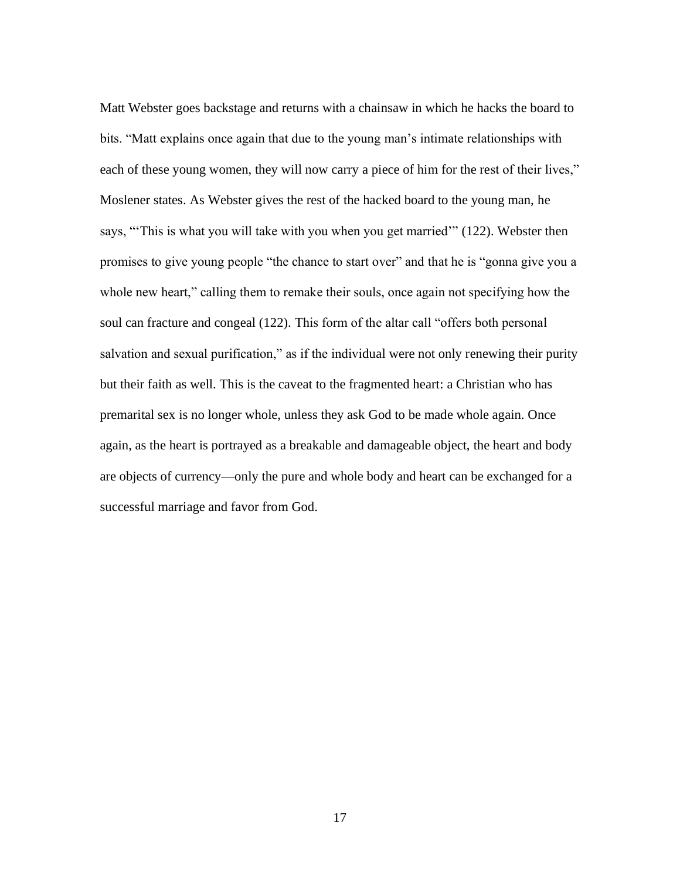Matt Webster goes backstage and returns with a chainsaw in which he hacks the board to bits. "Matt explains once again that due to the young man's intimate relationships with each of these young women, they will now carry a piece of him for the rest of their lives," Moslener states. As Webster gives the rest of the hacked board to the young man, he says, "'This is what you will take with you when you get married'" (122). Webster then promises to give young people "the chance to start over" and that he is "gonna give you a whole new heart," calling them to remake their souls, once again not specifying how the soul can fracture and congeal (122). This form of the altar call "offers both personal salvation and sexual purification," as if the individual were not only renewing their purity but their faith as well. This is the caveat to the fragmented heart: a Christian who has premarital sex is no longer whole, unless they ask God to be made whole again. Once again, as the heart is portrayed as a breakable and damageable object, the heart and body are objects of currency—only the pure and whole body and heart can be exchanged for a successful marriage and favor from God.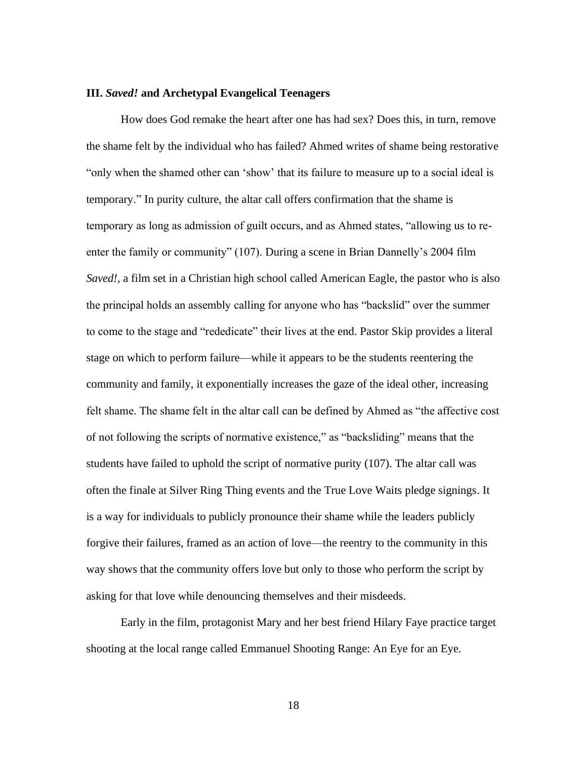### III. *Saved!* and Archetypal Evangelical Teenagers

How does God remake the heart after one has had sex? Does this, in turn, remove the shame felt by the individual who has failed? Ahmed writes of shame being restorative "only when the shamed other can 'show' that its failure to measure up to a social ideal is temporary." In purity culture, the altar call offers confirmation that the shame is temporary as long as admission of guilt occurs, and as Ahmed states, "allowing us to re-enter the family or community" (107). During a scene in Brian Dannelly's 2004 film *Saved!*, a film set in a Christian high school called American Eagle, the pastor who is also the principal holds an assembly calling for anyone who has "backslid" over the summer to come to the stage and "rededicate" their lives at the end. Pastor Skip provides a literal stage on which to perform failure—while it appears to be the students reentering the community and family, it exponentially increases the gaze of the ideal other, increasing felt shame. The shame felt in the altar call can be defined by Ahmed as "the affective cost of not following the scripts of normative existence," as "backsliding" means that the students have failed to uphold the script of normative purity (107). The altar call was often the finale at Silver Ring Thing events and the True Love Waits pledge signings. It is a way for individuals to publicly pronounce their shame while the leaders publicly forgive their failures, framed as an action of love—the reentry to the community in this way shows that the community offers love but only to those who perform the script by asking for that love while denouncing themselves and their misdeeds.

Early in the film, protagonist Mary and her best friend Hilary Faye practice target shooting at the local range called Emmanuel Shooting Range: An Eye for an Eye.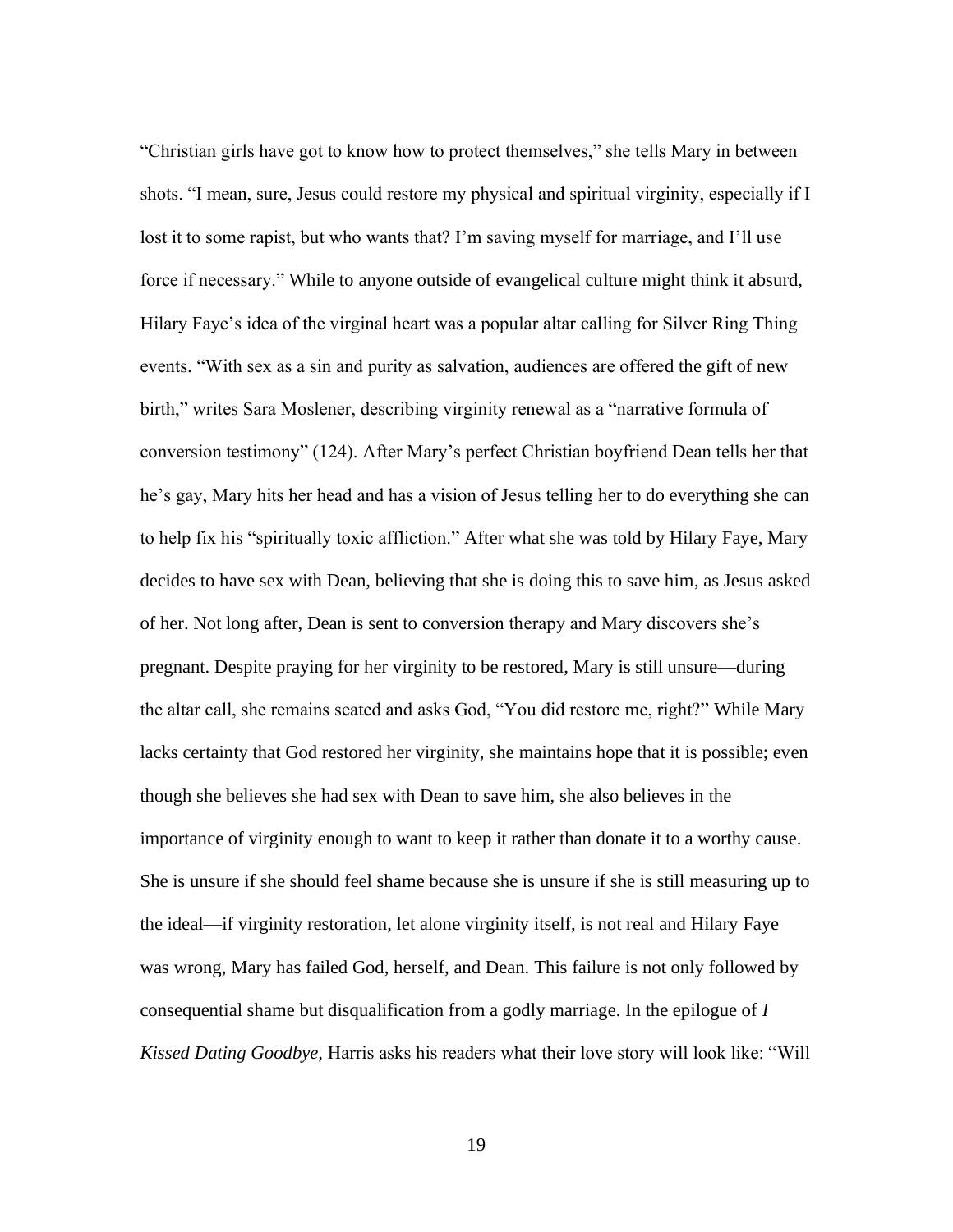"Christian girls have got to know how to protect themselves," she tells Mary in between shots. "I mean, sure, Jesus could restore my physical and spiritual virginity, especially if I lost it to some rapist, but who wants that? I'm saving myself for marriage, and I'll use force if necessary." While to anyone outside of evangelical culture might think it absurd, Hilary Faye's idea of the virginal heart was a popular altar calling for Silver Ring Thing events. "With sex as a sin and purity as salvation, audiences are offered the gift of new birth," writes Sara Moslener, describing virginity renewal as a "narrative formula of conversion testimony" (124). After Mary's perfect Christian boyfriend Dean tells her that he's gay, Mary hits her head and has a vision of Jesus telling her to do everything she can to help fix his "spiritually toxic affliction." After what she was told by Hilary Faye, Mary decides to have sex with Dean, believing that she is doing this to save him, as Jesus asked of her. Not long after, Dean is sent to conversion therapy and Mary discovers she's pregnant. Despite praying for her virginity to be restored, Mary is still unsure—during the altar call, she remains seated and asks God, "You did restore me, right?" While Mary lacks certainty that God restored her virginity, she maintains hope that it is possible; even though she believes she had sex with Dean to save him, she also believes in the importance of virginity enough to want to keep it rather than donate it to a worthy cause. She is unsure if she should feel shame because she is unsure if she is still measuring up to the ideal—if virginity restoration, let alone virginity itself, is not real and Hilary Faye was wrong, Mary has failed God, herself, and Dean. This failure is not only followed by consequential shame but disqualification from a godly marriage. In the epilogue of *I Kissed Dating Goodbye,* Harris asks his readers what their love story will look like: "Will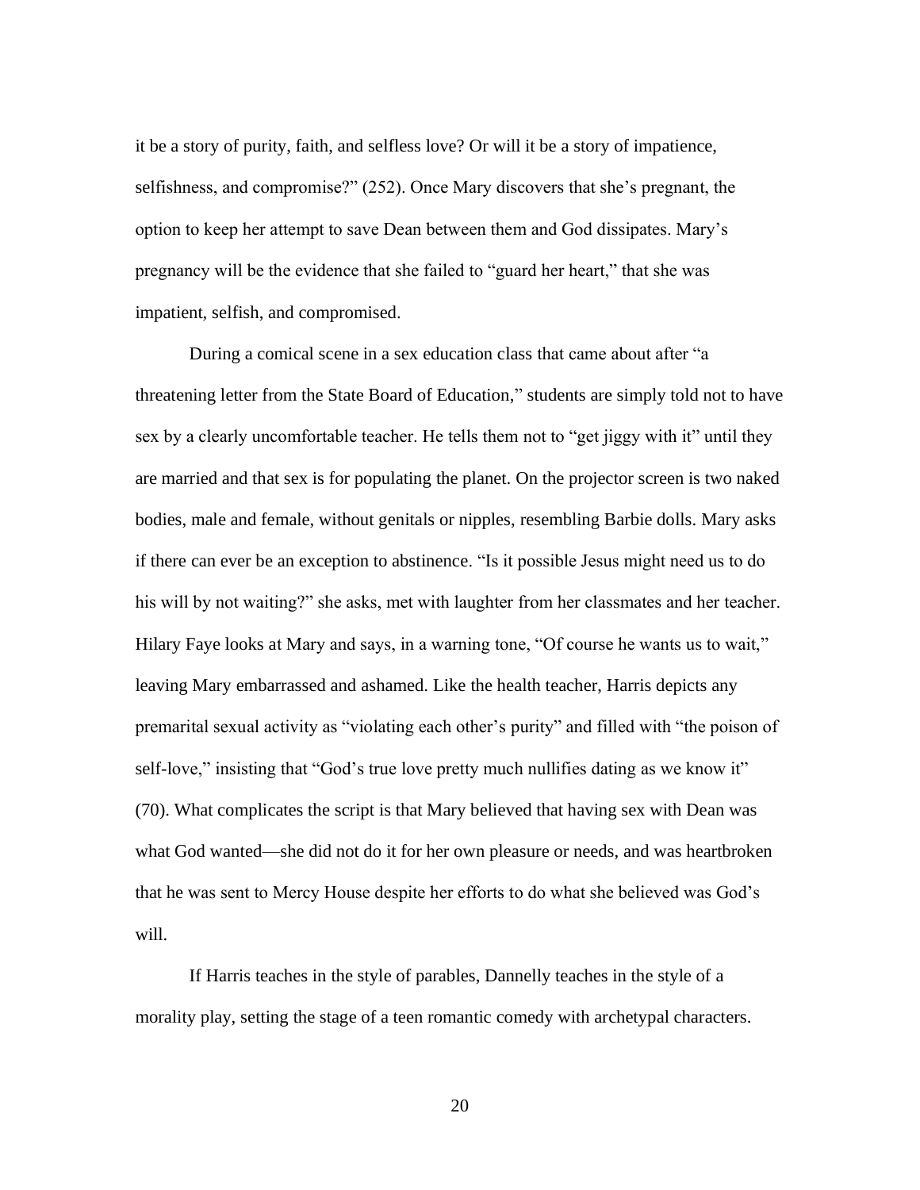it be a story of purity, faith, and selfless love? Or will it be a story of impatience, selfishness, and compromise?" (252). Once Mary discovers that she's pregnant, the option to keep her attempt to save Dean between them and God dissipates. Mary's pregnancy will be the evidence that she failed to "guard her heart," that she was impatient, selfish, and compromised.

During a comical scene in a sex education class that came about after "a threatening letter from the State Board of Education," students are simply told not to have sex by a clearly uncomfortable teacher. He tells them not to "get jiggy with it" until they are married and that sex is for populating the planet. On the projector screen is two naked bodies, male and female, without genitals or nipples, resembling Barbie dolls. Mary asks if there can ever be an exception to abstinence. "Is it possible Jesus might need us to do his will by not waiting?" she asks, met with laughter from her classmates and her teacher. Hilary Faye looks at Mary and says, in a warning tone, "Of course he wants us to wait," leaving Mary embarrassed and ashamed. Like the health teacher, Harris depicts any premarital sexual activity as "violating each other's purity" and filled with "the poison of self-love," insisting that "God's true love pretty much nullifies dating as we know it" (70). What complicates the script is that Mary believed that having sex with Dean was what God wanted—she did not do it for her own pleasure or needs, and was heartbroken that he was sent to Mercy House despite her efforts to do what she believed was God's will.

If Harris teaches in the style of parables, Dannelly teaches in the style of a morality play, setting the stage of a teen romantic comedy with archetypal characters.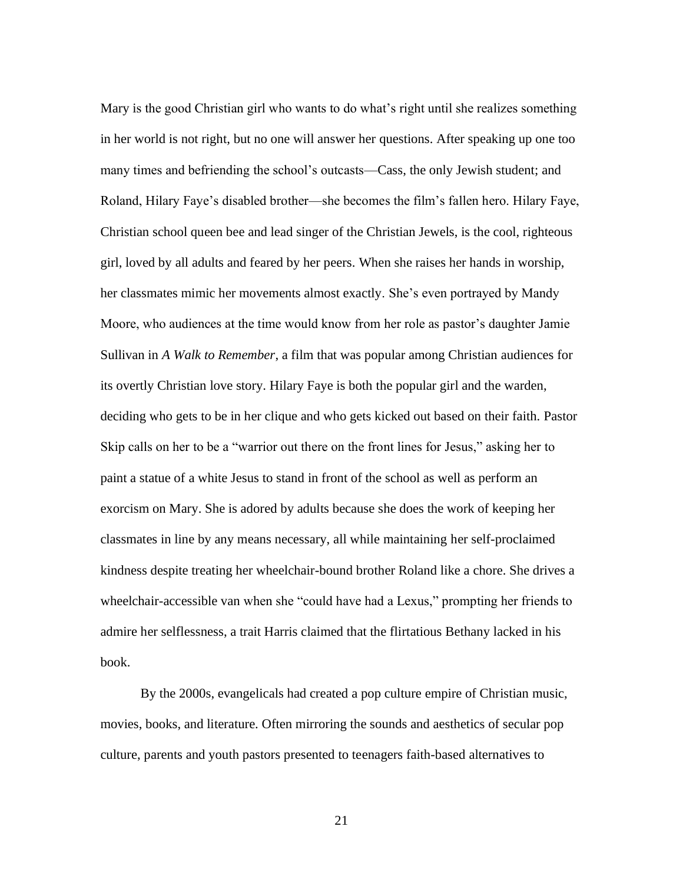Mary is the good Christian girl who wants to do what's right until she realizes something in her world is not right, but no one will answer her questions. After speaking up one too many times and befriending the school's outcasts—Cass, the only Jewish student; and Roland, Hilary Faye's disabled brother—she becomes the film's fallen hero. Hilary Faye, Christian school queen bee and lead singer of the Christian Jewels, is the cool, righteous girl, loved by all adults and feared by her peers. When she raises her hands in worship, her classmates mimic her movements almost exactly. She's even portrayed by Mandy Moore, who audiences at the time would know from her role as pastor's daughter Jamie Sullivan in *A Walk to Remember*, a film that was popular among Christian audiences for its overtly Christian love story. Hilary Faye is both the popular girl and the warden, deciding who gets to be in her clique and who gets kicked out based on their faith. Pastor Skip calls on her to be a "warrior out there on the front lines for Jesus," asking her to paint a statue of a white Jesus to stand in front of the school as well as perform an exorcism on Mary. She is adored by adults because she does the work of keeping her classmates in line by any means necessary, all while maintaining her self-proclaimed kindness despite treating her wheelchair-bound brother Roland like a chore. She drives a wheelchair-accessible van when she "could have had a Lexus," prompting her friends to admire her selflessness, a trait Harris claimed that the flirtatious Bethany lacked in his book.

By the 2000s, evangelicals had created a pop culture empire of Christian music, movies, books, and literature. Often mirroring the sounds and aesthetics of secular pop culture, parents and youth pastors presented to teenagers faith-based alternatives to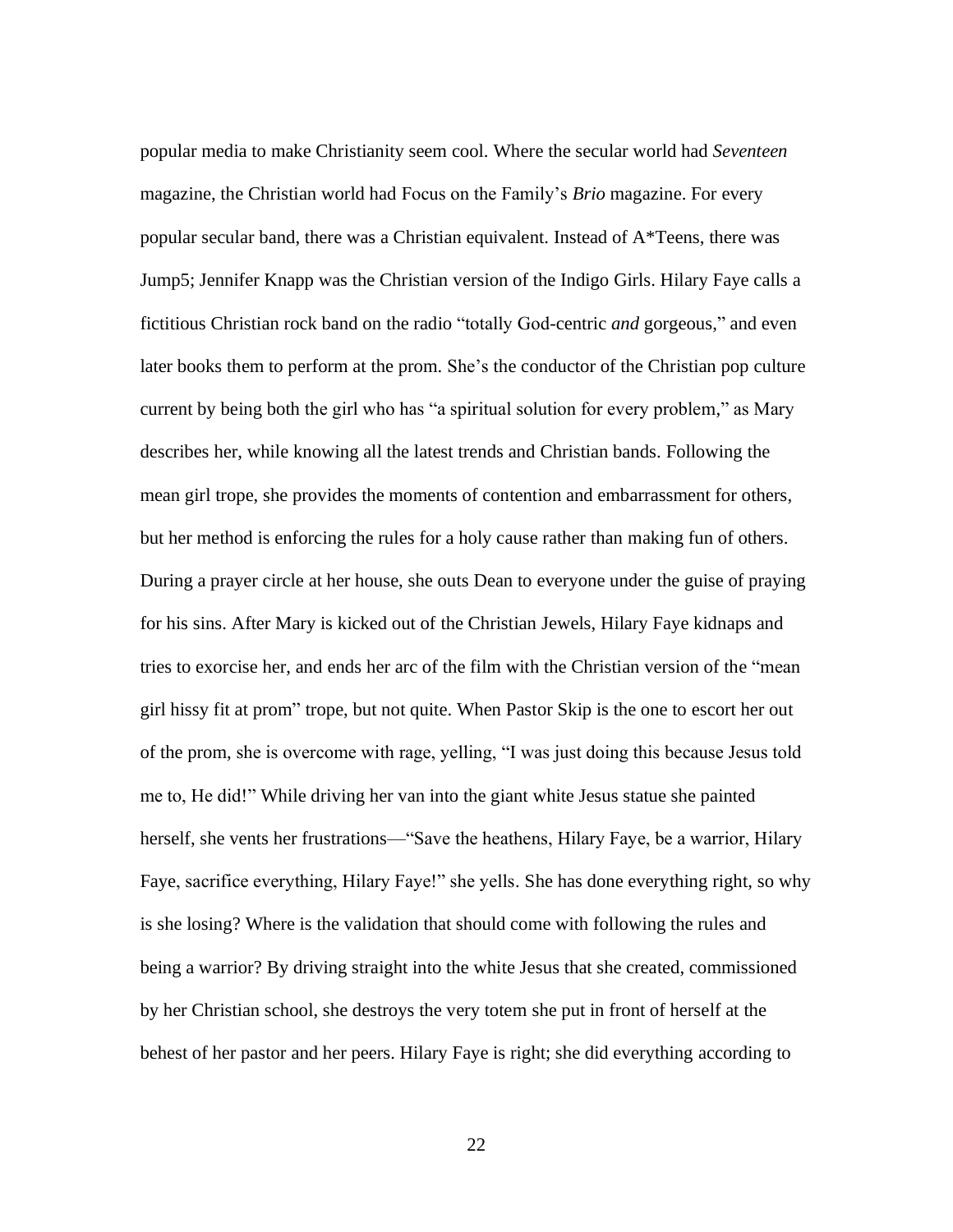popular media to make Christianity seem cool. Where the secular world had *Seventeen* magazine, the Christian world had Focus on the Family's *Brio* magazine. For every popular secular band, there was a Christian equivalent. Instead of A*Teens, there was Jump5; Jennifer Knapp was the Christian version of the Indigo Girls. Hilary Faye calls a fictitious Christian rock band on the radio "totally God-centric *and* gorgeous," and even later books them to perform at the prom. She's the conductor of the Christian pop culture current by being both the girl who has "a spiritual solution for every problem," as Mary describes her, while knowing all the latest trends and Christian bands. Following the mean girl trope, she provides the moments of contention and embarrassment for others, but her method is enforcing the rules for a holy cause rather than making fun of others. During a prayer circle at her house, she outs Dean to everyone under the guise of praying for his sins. After Mary is kicked out of the Christian Jewels, Hilary Faye kidnaps and tries to exorcise her, and ends her arc of the film with the Christian version of the "mean girl hissy fit at prom" trope, but not quite. When Pastor Skip is the one to escort her out of the prom, she is overcome with rage, yelling, "I was just doing this because Jesus told me to, He did!" While driving her van into the giant white Jesus statue she painted herself, she vents her frustrations—"Save the heathens, Hilary Faye, be a warrior, Hilary Faye, sacrifice everything, Hilary Faye!" she yells. She has done everything right, so why is she losing? Where is the validation that should come with following the rules and being a warrior? By driving straight into the white Jesus that she created, commissioned by her Christian school, she destroys the very totem she put in front of herself at the behest of her pastor and her peers. Hilary Faye is right; she did everything according to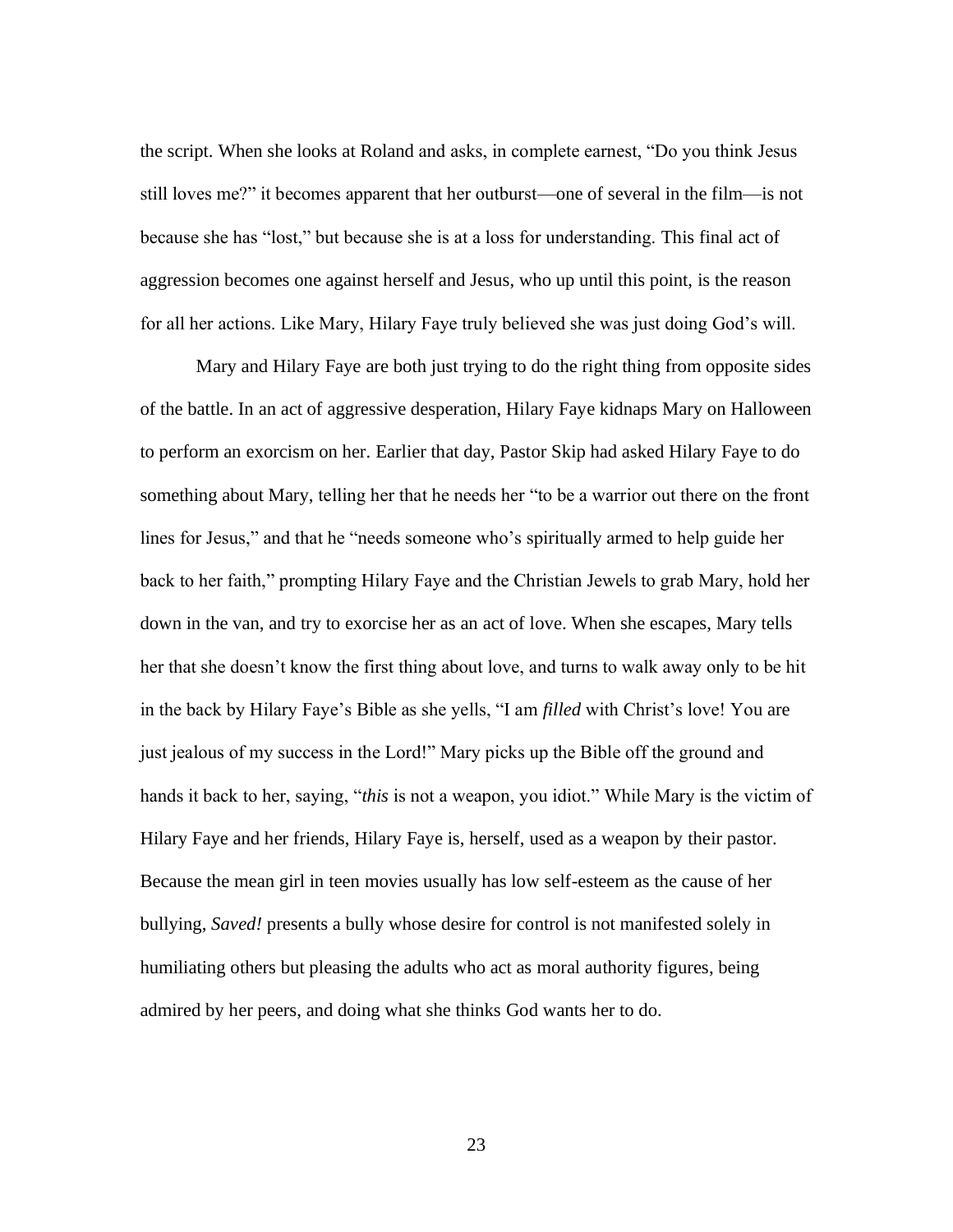the script. When she looks at Roland and asks, in complete earnest, “Do you think Jesus still loves me?” it becomes apparent that her outburst—one of several in the film—is not because she has “lost,” but because she is at a loss for understanding. This final act of aggression becomes one against herself and Jesus, who up until this point, is the reason for all her actions. Like Mary, Hilary Faye truly believed she was just doing God’s will.

Mary and Hilary Faye are both just trying to do the right thing from opposite sides of the battle. In an act of aggressive desperation, Hilary Faye kidnaps Mary on Halloween to perform an exorcism on her. Earlier that day, Pastor Skip had asked Hilary Faye to do something about Mary, telling her that he needs her “to be a warrior out there on the front lines for Jesus,” and that he “needs someone who’s spiritually armed to help guide her back to her faith,” prompting Hilary Faye and the Christian Jewels to grab Mary, hold her down in the van, and try to exorcise her as an act of love. When she escapes, Mary tells her that she doesn’t know the first thing about love, and turns to walk away only to be hit in the back by Hilary Faye’s Bible as she yells, “I am *filled* with Christ’s love! You are just jealous of my success in the Lord!” Mary picks up the Bible off the ground and hands it back to her, saying, “*this* is not a weapon, you idiot.” While Mary is the victim of Hilary Faye and her friends, Hilary Faye is, herself, used as a weapon by their pastor. Because the mean girl in teen movies usually has low self-esteem as the cause of her bullying, *Saved!* presents a bully whose desire for control is not manifested solely in humiliating others but pleasing the adults who act as moral authority figures, being admired by her peers, and doing what she thinks God wants her to do.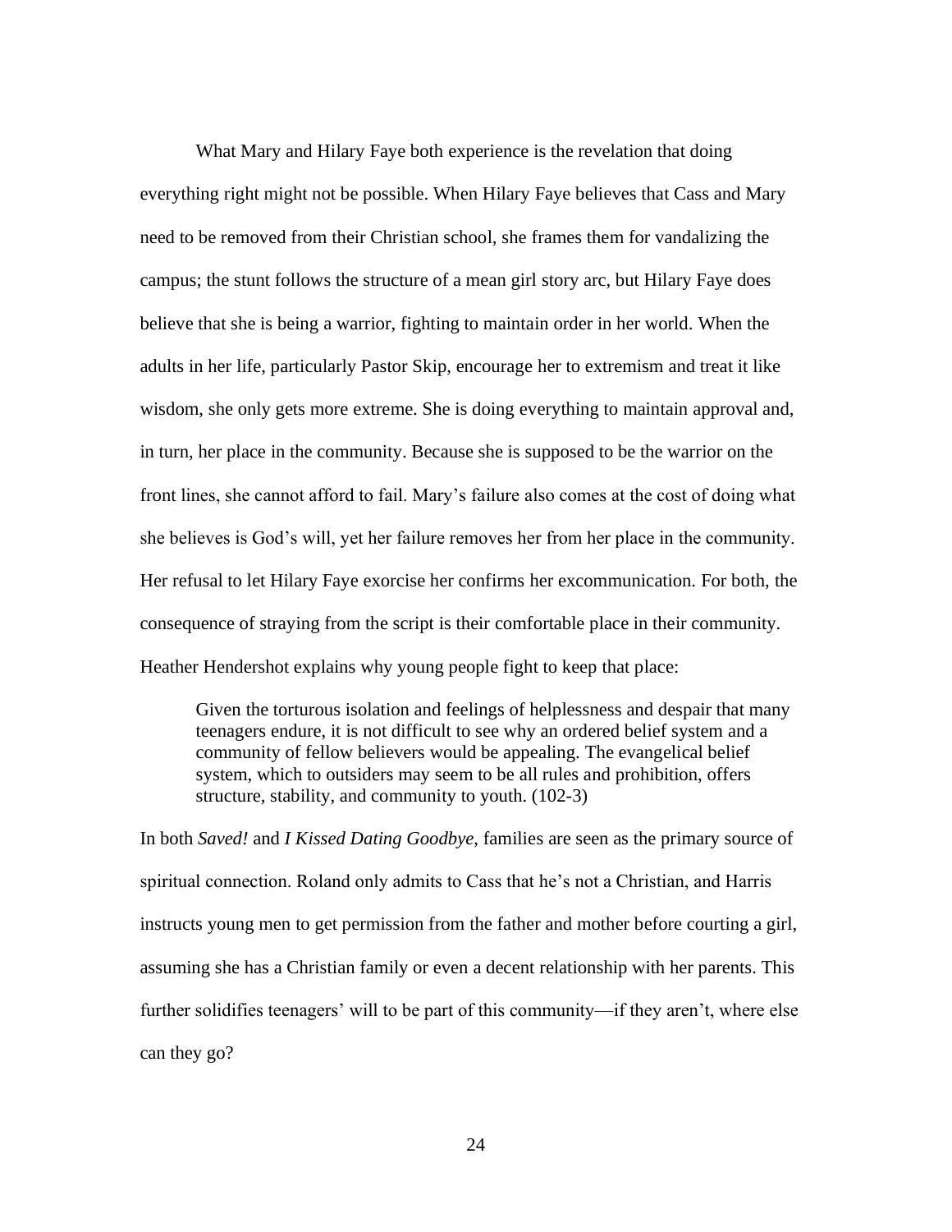What Mary and Hilary Faye both experience is the revelation that doing everything right might not be possible. When Hilary Faye believes that Cass and Mary need to be removed from their Christian school, she frames them for vandalizing the campus; the stunt follows the structure of a mean girl story arc, but Hilary Faye does believe that she is being a warrior, fighting to maintain order in her world. When the adults in her life, particularly Pastor Skip, encourage her to extremism and treat it like wisdom, she only gets more extreme. She is doing everything to maintain approval and, in turn, her place in the community. Because she is supposed to be the warrior on the front lines, she cannot afford to fail. Mary's failure also comes at the cost of doing what she believes is God's will, yet her failure removes her from her place in the community. Her refusal to let Hilary Faye exorcise her confirms her excommunication. For both, the consequence of straying from the script is their comfortable place in their community. Heather Hendershot explains why young people fight to keep that place:

> Given the torturous isolation and feelings of helplessness and despair that many teenagers endure, it is not difficult to see why an ordered belief system and a community of fellow believers would be appealing. The evangelical belief system, which to outsiders may seem to be all rules and prohibition, offers structure, stability, and community to youth. (102-3)

In both *Saved!* and *I Kissed Dating Goodbye*, families are seen as the primary source of spiritual connection. Roland only admits to Cass that he's not a Christian, and Harris instructs young men to get permission from the father and mother before courting a girl, assuming she has a Christian family or even a decent relationship with her parents. This further solidifies teenagers' will to be part of this community—if they aren't, where else can they go?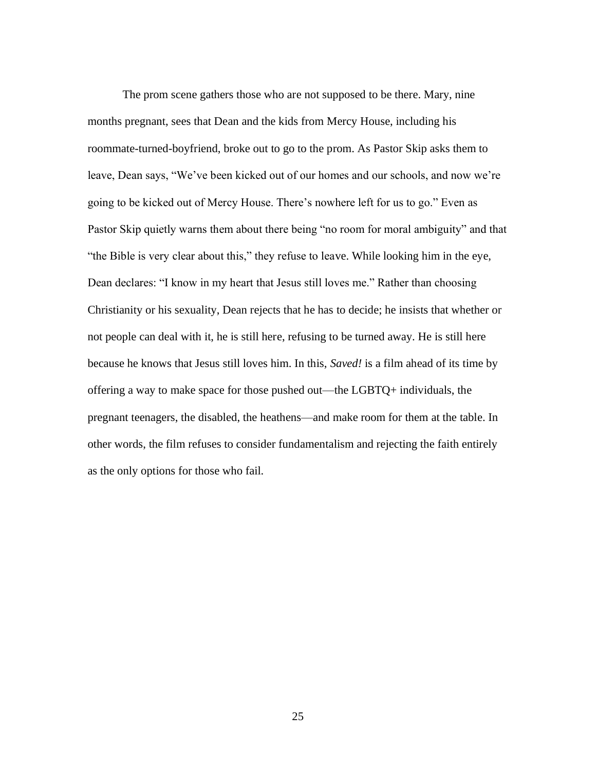The prom scene gathers those who are not supposed to be there. Mary, nine months pregnant, sees that Dean and the kids from Mercy House, including his roommate-turned-boyfriend, broke out to go to the prom. As Pastor Skip asks them to leave, Dean says, "We've been kicked out of our homes and our schools, and now we're going to be kicked out of Mercy House. There's nowhere left for us to go." Even as Pastor Skip quietly warns them about there being "no room for moral ambiguity" and that "the Bible is very clear about this," they refuse to leave. While looking him in the eye, Dean declares: "I know in my heart that Jesus still loves me." Rather than choosing Christianity or his sexuality, Dean rejects that he has to decide; he insists that whether or not people can deal with it, he is still here, refusing to be turned away. He is still here because he knows that Jesus still loves him. In this, *Saved!* is a film ahead of its time by offering a way to make space for those pushed out—the LGBTQ+ individuals, the pregnant teenagers, the disabled, the heathens—and make room for them at the table. In other words, the film refuses to consider fundamentalism and rejecting the faith entirely as the only options for those who fail.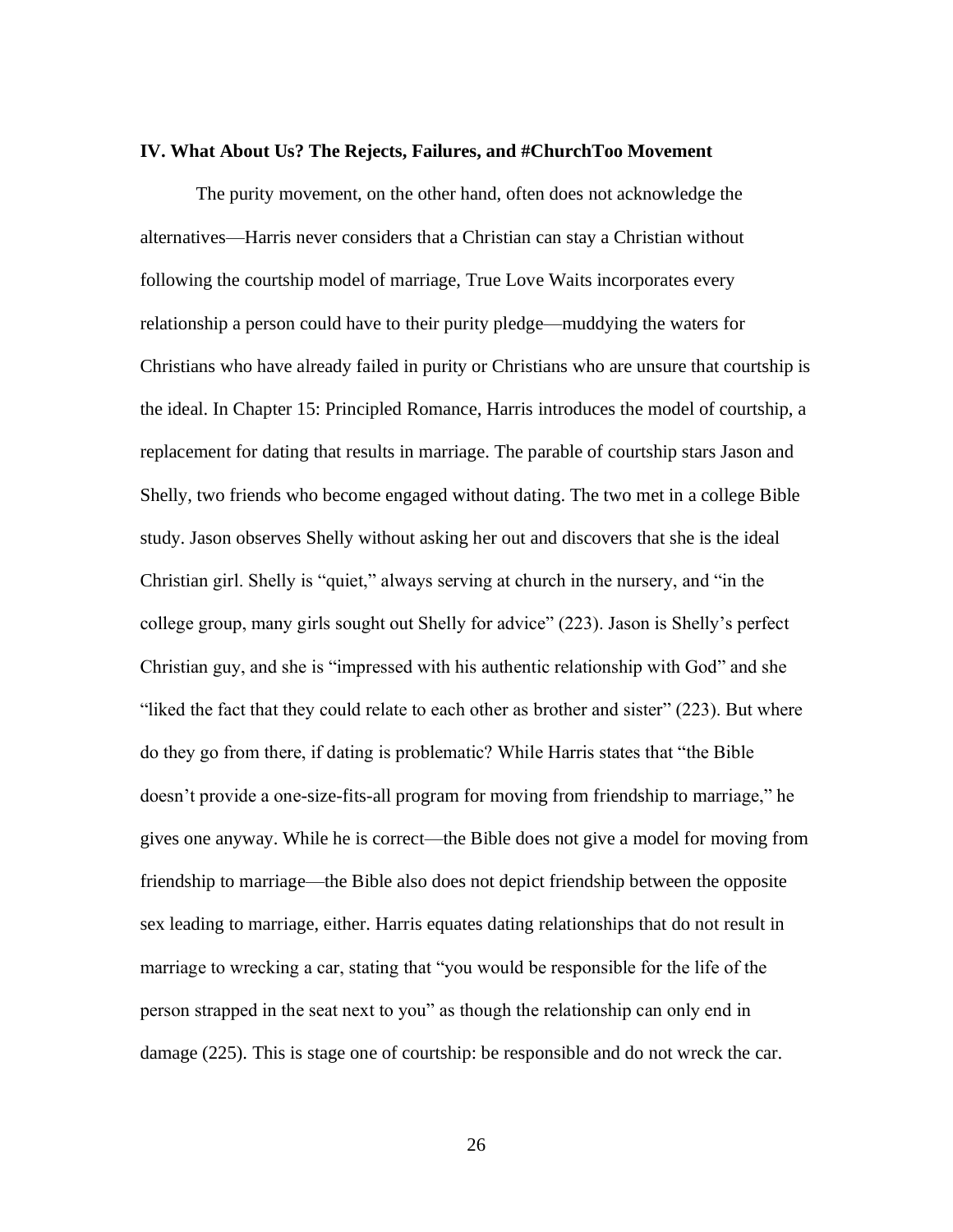### IV. What About Us? The Rejects, Failures, and #ChurchToo Movement

The purity movement, on the other hand, often does not acknowledge the alternatives—Harris never considers that a Christian can stay a Christian without following the courtship model of marriage, True Love Waits incorporates every relationship a person could have to their purity pledge—muddying the waters for Christians who have already failed in purity or Christians who are unsure that courtship is the ideal. In Chapter 15: Principled Romance, Harris introduces the model of courtship, a replacement for dating that results in marriage. The parable of courtship stars Jason and Shelly, two friends who become engaged without dating. The two met in a college Bible study. Jason observes Shelly without asking her out and discovers that she is the ideal Christian girl. Shelly is "quiet," always serving at church in the nursery, and "in the college group, many girls sought out Shelly for advice" (223). Jason is Shelly's perfect Christian guy, and she is "impressed with his authentic relationship with God" and she "liked the fact that they could relate to each other as brother and sister" (223). But where do they go from there, if dating is problematic? While Harris states that "the Bible doesn't provide a one-size-fits-all program for moving from friendship to marriage," he gives one anyway. While he is correct—the Bible does not give a model for moving from friendship to marriage—the Bible also does not depict friendship between the opposite sex leading to marriage, either. Harris equates dating relationships that do not result in marriage to wrecking a car, stating that "you would be responsible for the life of the person strapped in the seat next to you" as though the relationship can only end in damage (225). This is stage one of courtship: be responsible and do not wreck the car.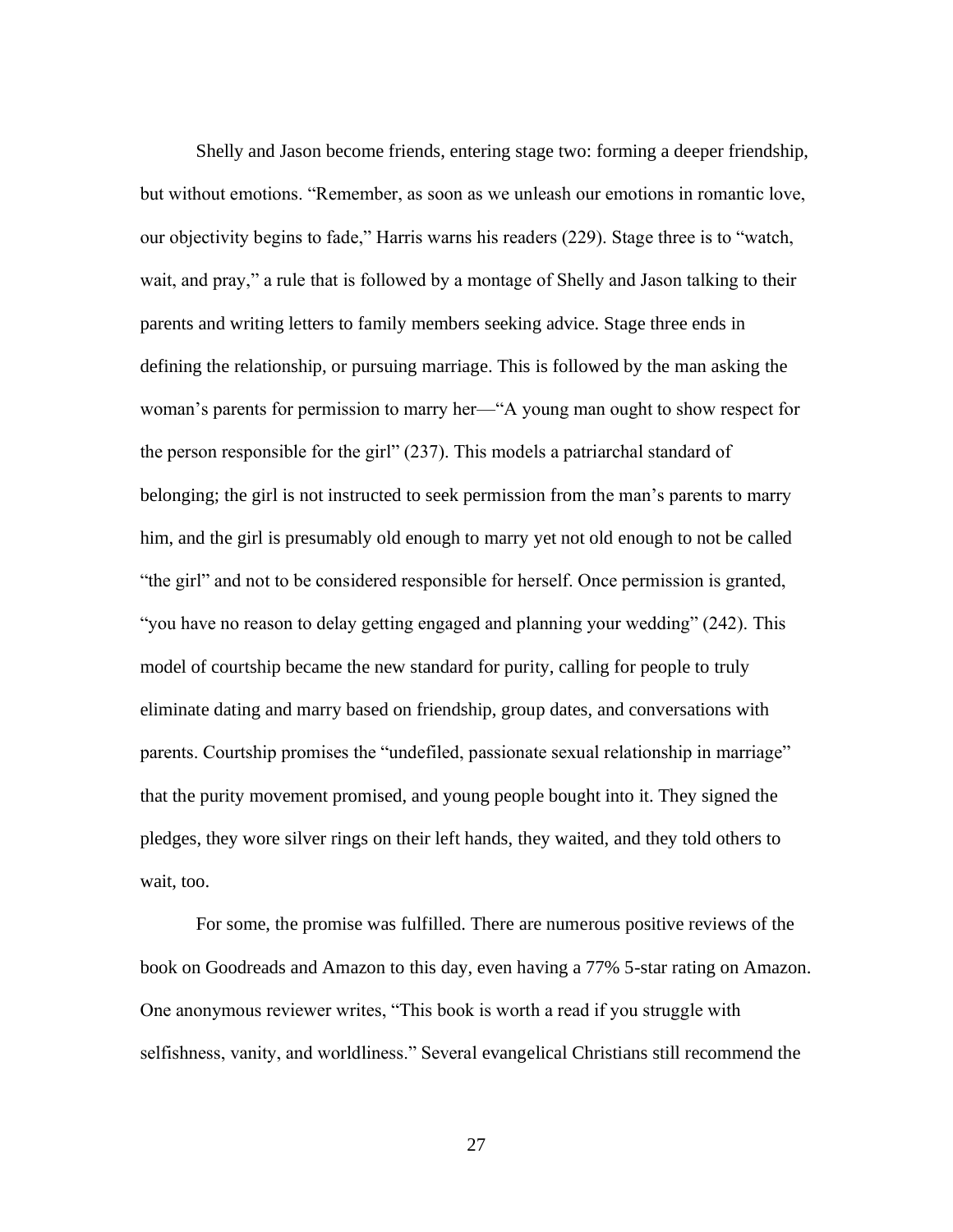Shelly and Jason become friends, entering stage two: forming a deeper friendship, but without emotions. "Remember, as soon as we unleash our emotions in romantic love, our objectivity begins to fade," Harris warns his readers (229). Stage three is to "watch, wait, and pray," a rule that is followed by a montage of Shelly and Jason talking to their parents and writing letters to family members seeking advice. Stage three ends in defining the relationship, or pursuing marriage. This is followed by the man asking the woman's parents for permission to marry her—"A young man ought to show respect for the person responsible for the girl" (237). This models a patriarchal standard of belonging; the girl is not instructed to seek permission from the man's parents to marry him, and the girl is presumably old enough to marry yet not old enough to not be called "the girl" and not to be considered responsible for herself. Once permission is granted, "you have no reason to delay getting engaged and planning your wedding" (242). This model of courtship became the new standard for purity, calling for people to truly eliminate dating and marry based on friendship, group dates, and conversations with parents. Courtship promises the "undefiled, passionate sexual relationship in marriage" that the purity movement promised, and young people bought into it. They signed the pledges, they wore silver rings on their left hands, they waited, and they told others to wait, too.

For some, the promise was fulfilled. There are numerous positive reviews of the book on Goodreads and Amazon to this day, even having a 77% 5-star rating on Amazon. One anonymous reviewer writes, "This book is worth a read if you struggle with selfishness, vanity, and worldliness." Several evangelical Christians still recommend the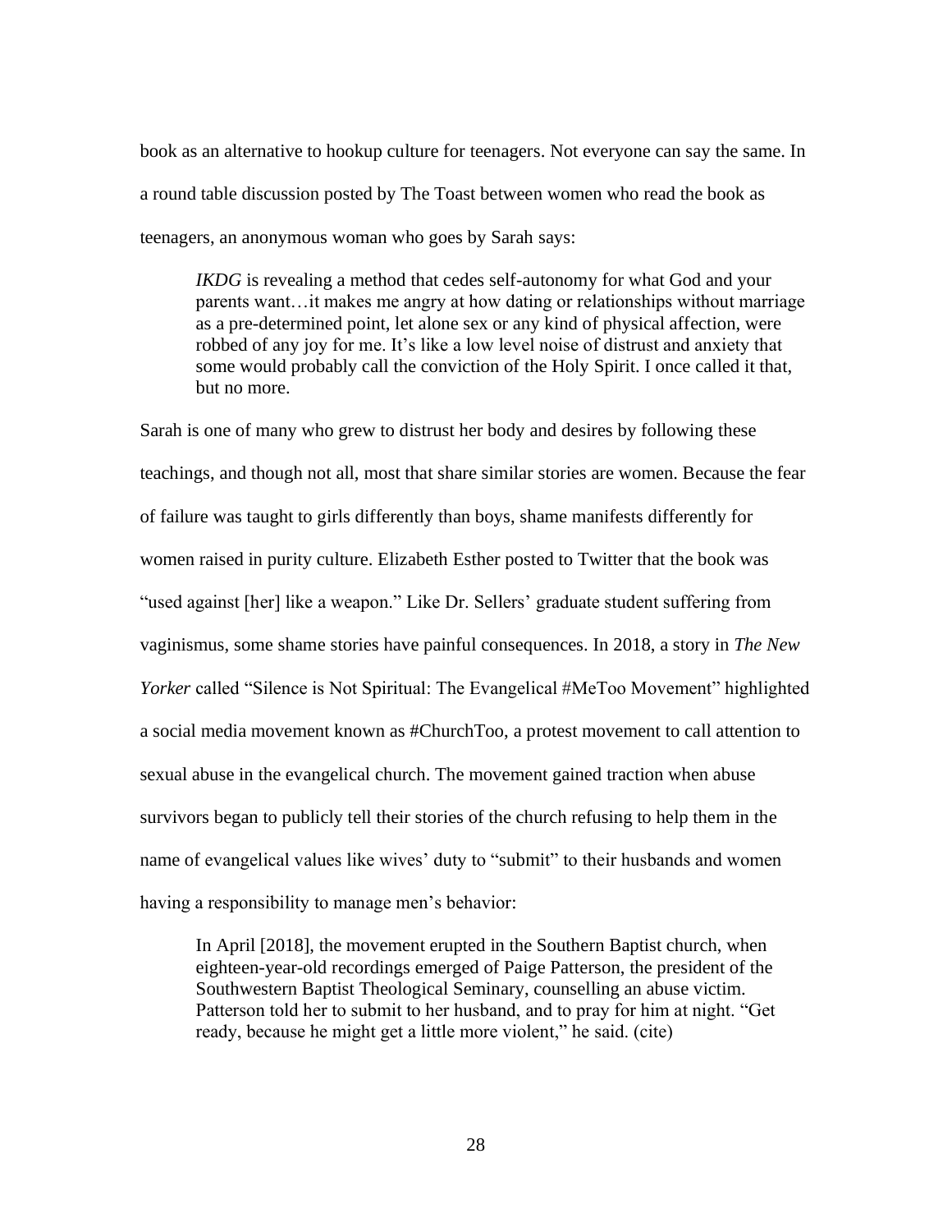book as an alternative to hookup culture for teenagers. Not everyone can say the same. In a round table discussion posted by The Toast between women who read the book as teenagers, an anonymous woman who goes by Sarah says:

> *IKDG* is revealing a method that cedes self-autonomy for what God and your parents want…it makes me angry at how dating or relationships without marriage as a pre-determined point, let alone sex or any kind of physical affection, were robbed of any joy for me. It's like a low level noise of distrust and anxiety that some would probably call the conviction of the Holy Spirit. I once called it that, but no more.

Sarah is one of many who grew to distrust her body and desires by following these teachings, and though not all, most that share similar stories are women. Because the fear of failure was taught to girls differently than boys, shame manifests differently for women raised in purity culture. Elizabeth Esther posted to Twitter that the book was "used against [her] like a weapon." Like Dr. Sellers' graduate student suffering from vaginismus, some shame stories have painful consequences. In 2018, a story in *The New Yorker* called "Silence is Not Spiritual: The Evangelical #MeToo Movement" highlighted a social media movement known as #ChurchToo, a protest movement to call attention to sexual abuse in the evangelical church. The movement gained traction when abuse survivors began to publicly tell their stories of the church refusing to help them in the name of evangelical values like wives' duty to "submit" to their husbands and women having a responsibility to manage men's behavior:

> In April [2018], the movement erupted in the Southern Baptist church, when eighteen-year-old recordings emerged of Paige Patterson, the president of the Southwestern Baptist Theological Seminary, counselling an abuse victim. Patterson told her to submit to her husband, and to pray for him at night. "Get ready, because he might get a little more violent," he said. (cite)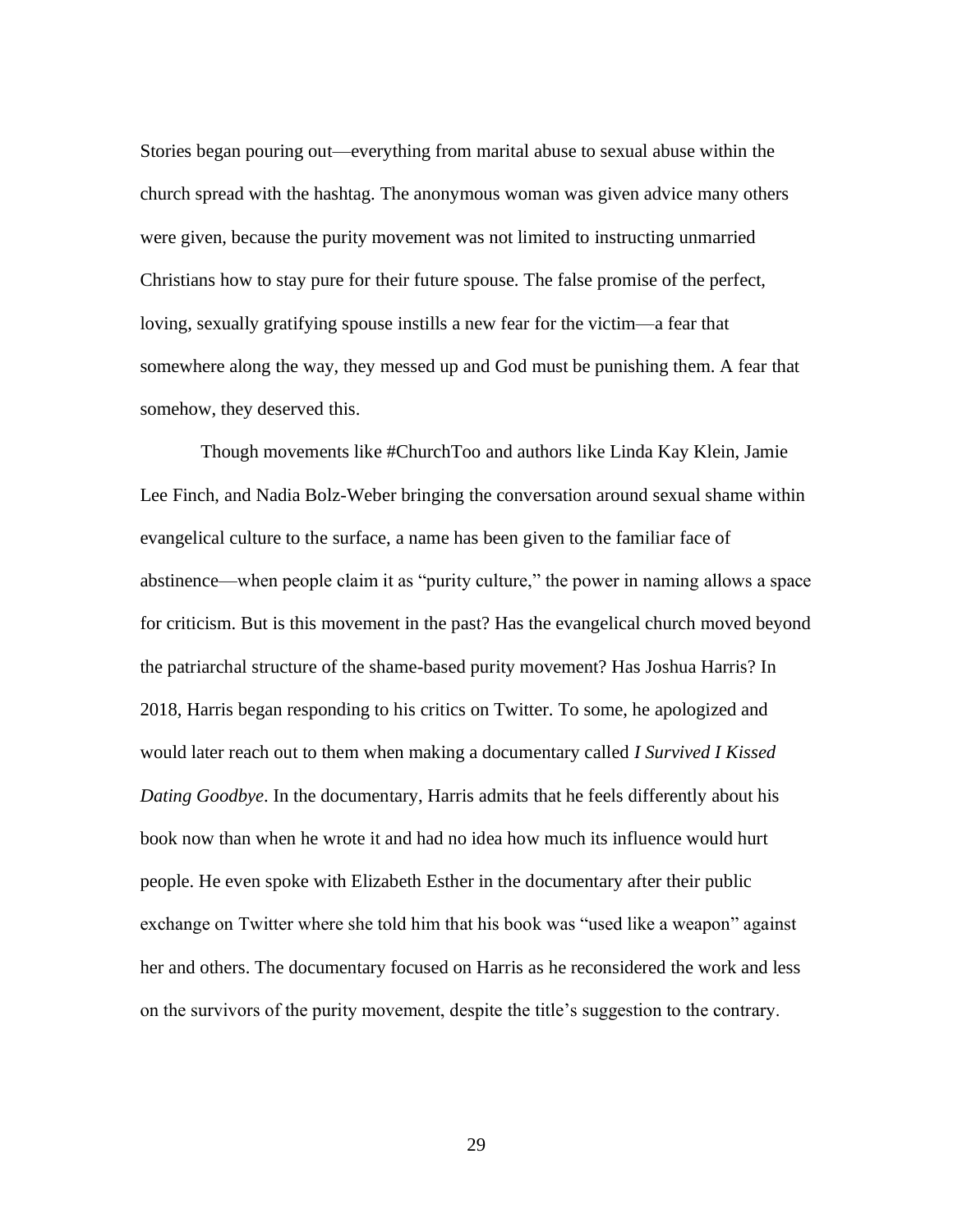Stories began pouring out—everything from marital abuse to sexual abuse within the church spread with the hashtag. The anonymous woman was given advice many others were given, because the purity movement was not limited to instructing unmarried Christians how to stay pure for their future spouse. The false promise of the perfect, loving, sexually gratifying spouse instills a new fear for the victim—a fear that somewhere along the way, they messed up and God must be punishing them. A fear that somehow, they deserved this.

Though movements like #ChurchToo and authors like Linda Kay Klein, Jamie Lee Finch, and Nadia Bolz-Weber bringing the conversation around sexual shame within evangelical culture to the surface, a name has been given to the familiar face of abstinence—when people claim it as "purity culture," the power in naming allows a space for criticism. But is this movement in the past? Has the evangelical church moved beyond the patriarchal structure of the shame-based purity movement? Has Joshua Harris? In 2018, Harris began responding to his critics on Twitter. To some, he apologized and would later reach out to them when making a documentary called *I Survived I Kissed Dating Goodbye*. In the documentary, Harris admits that he feels differently about his book now than when he wrote it and had no idea how much its influence would hurt people. He even spoke with Elizabeth Esther in the documentary after their public exchange on Twitter where she told him that his book was "used like a weapon" against her and others. The documentary focused on Harris as he reconsidered the work and less on the survivors of the purity movement, despite the title's suggestion to the contrary.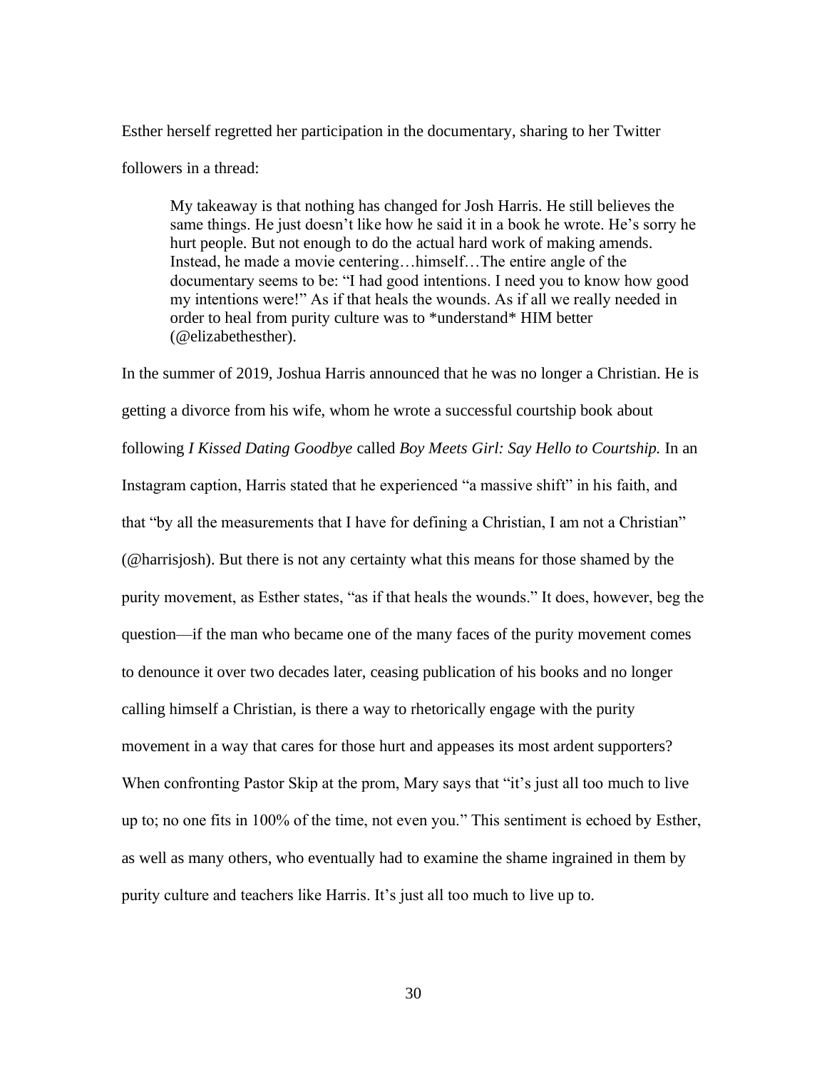Esther herself regretted her participation in the documentary, sharing to her Twitter followers in a thread:

> My takeaway is that nothing has changed for Josh Harris. He still believes the same things. He just doesn't like how he said it in a book he wrote. He's sorry he hurt people. But not enough to do the actual hard work of making amends. Instead, he made a movie centering…himself…The entire angle of the documentary seems to be: "I had good intentions. I need you to know how good my intentions were!" As if that heals the wounds. As if all we really needed in order to heal from purity culture was to *understand* HIM better (@elizabethesther).

In the summer of 2019, Joshua Harris announced that he was no longer a Christian. He is getting a divorce from his wife, whom he wrote a successful courtship book about following *I Kissed Dating Goodbye* called *Boy Meets Girl: Say Hello to Courtship.* In an Instagram caption, Harris stated that he experienced "a massive shift" in his faith, and that "by all the measurements that I have for defining a Christian, I am not a Christian" (@harrisjosh). But there is not any certainty what this means for those shamed by the purity movement, as Esther states, "as if that heals the wounds." It does, however, beg the question—if the man who became one of the many faces of the purity movement comes to denounce it over two decades later, ceasing publication of his books and no longer calling himself a Christian, is there a way to rhetorically engage with the purity movement in a way that cares for those hurt and appeases its most ardent supporters? When confronting Pastor Skip at the prom, Mary says that "it's just all too much to live up to; no one fits in 100% of the time, not even you." This sentiment is echoed by Esther, as well as many others, who eventually had to examine the shame ingrained in them by purity culture and teachers like Harris. It's just all too much to live up to.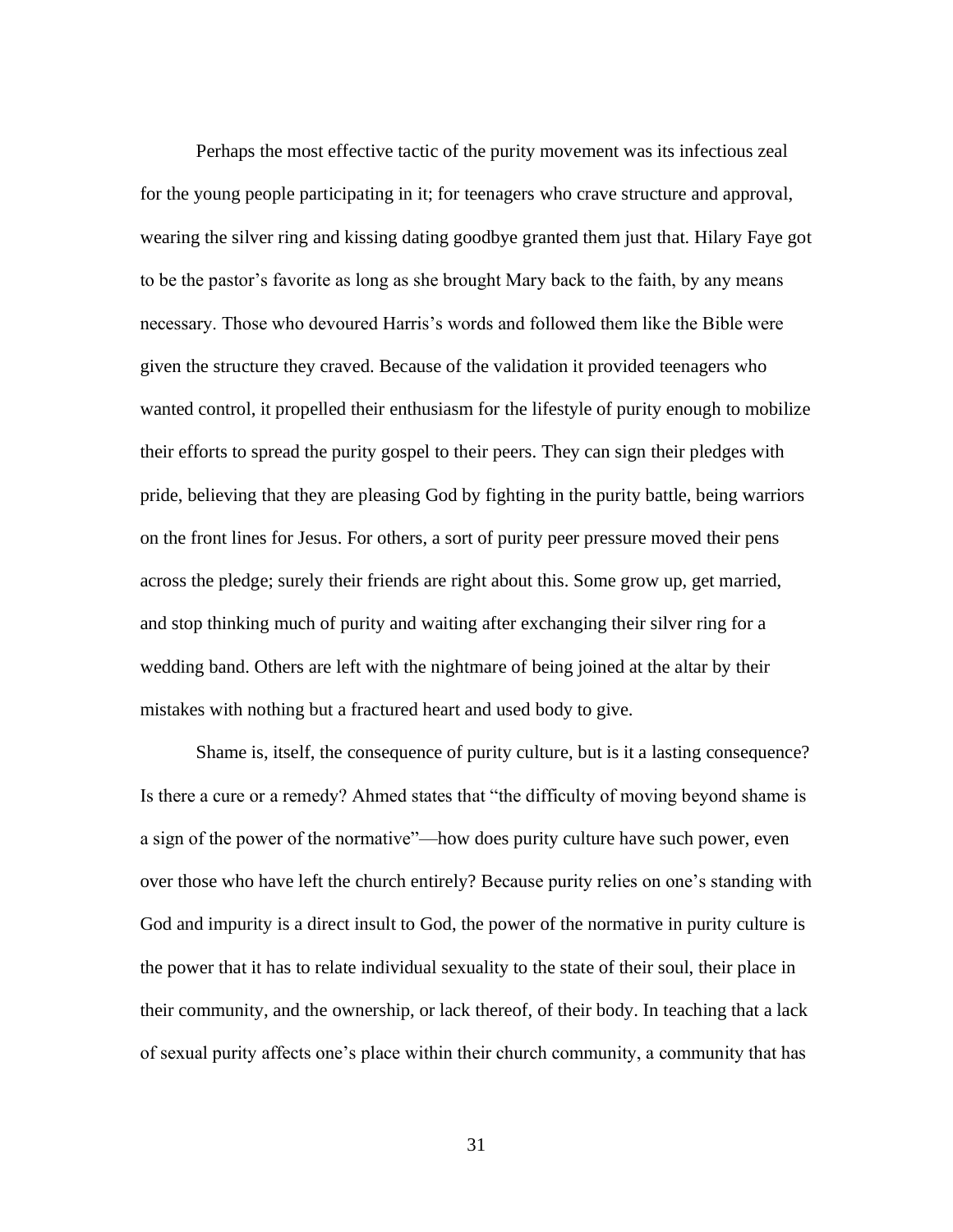Perhaps the most effective tactic of the purity movement was its infectious zeal for the young people participating in it; for teenagers who crave structure and approval, wearing the silver ring and kissing dating goodbye granted them just that. Hilary Faye got to be the pastor's favorite as long as she brought Mary back to the faith, by any means necessary. Those who devoured Harris's words and followed them like the Bible were given the structure they craved. Because of the validation it provided teenagers who wanted control, it propelled their enthusiasm for the lifestyle of purity enough to mobilize their efforts to spread the purity gospel to their peers. They can sign their pledges with pride, believing that they are pleasing God by fighting in the purity battle, being warriors on the front lines for Jesus. For others, a sort of purity peer pressure moved their pens across the pledge; surely their friends are right about this. Some grow up, get married, and stop thinking much of purity and waiting after exchanging their silver ring for a wedding band. Others are left with the nightmare of being joined at the altar by their mistakes with nothing but a fractured heart and used body to give.

Shame is, itself, the consequence of purity culture, but is it a lasting consequence? Is there a cure or a remedy? Ahmed states that "the difficulty of moving beyond shame is a sign of the power of the normative"—how does purity culture have such power, even over those who have left the church entirely? Because purity relies on one's standing with God and impurity is a direct insult to God, the power of the normative in purity culture is the power that it has to relate individual sexuality to the state of their soul, their place in their community, and the ownership, or lack thereof, of their body. In teaching that a lack of sexual purity affects one's place within their church community, a community that has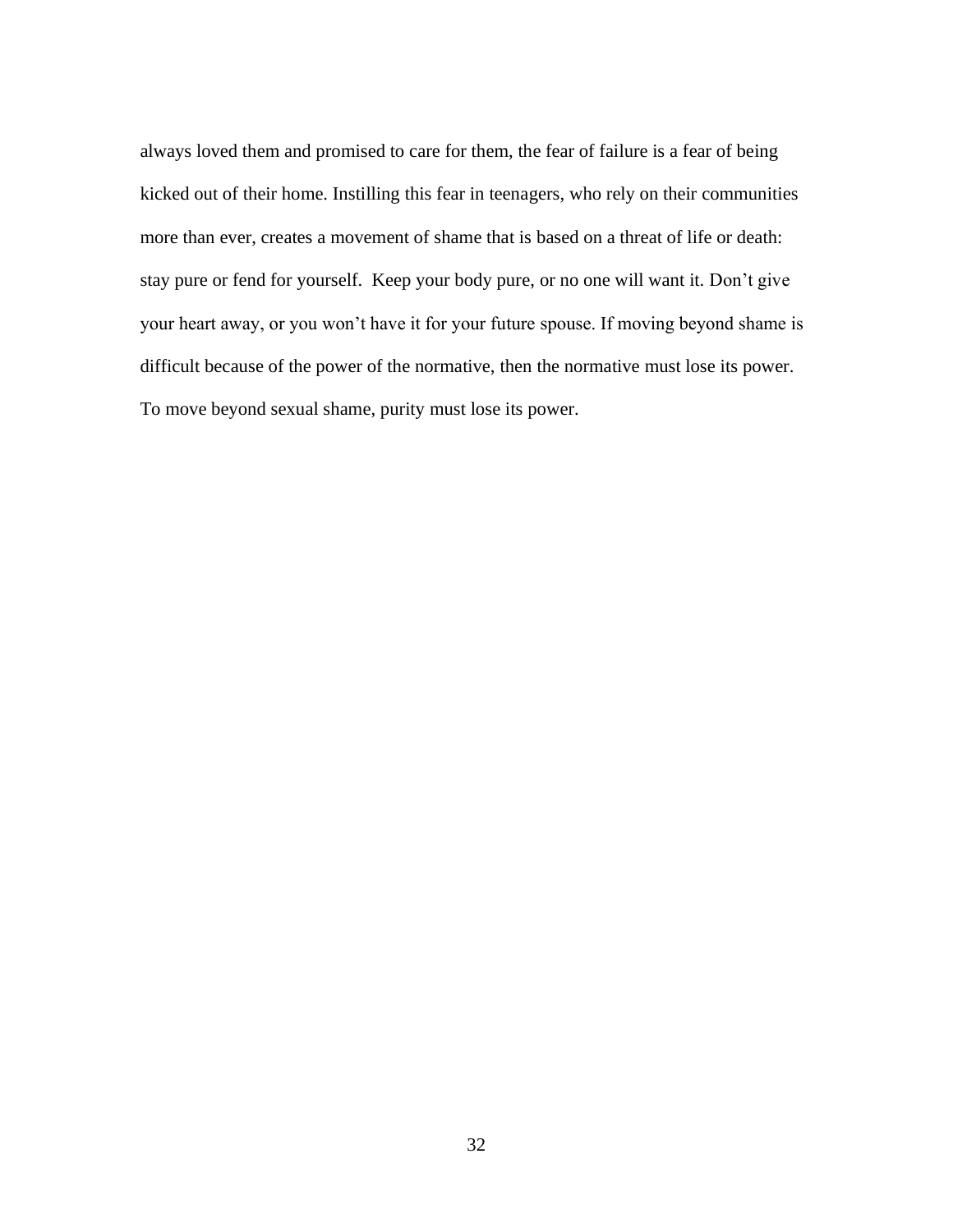always loved them and promised to care for them, the fear of failure is a fear of being kicked out of their home. Instilling this fear in teenagers, who rely on their communities more than ever, creates a movement of shame that is based on a threat of life or death: stay pure or fend for yourself. Keep your body pure, or no one will want it. Don't give your heart away, or you won't have it for your future spouse. If moving beyond shame is difficult because of the power of the normative, then the normative must lose its power. To move beyond sexual shame, purity must lose its power.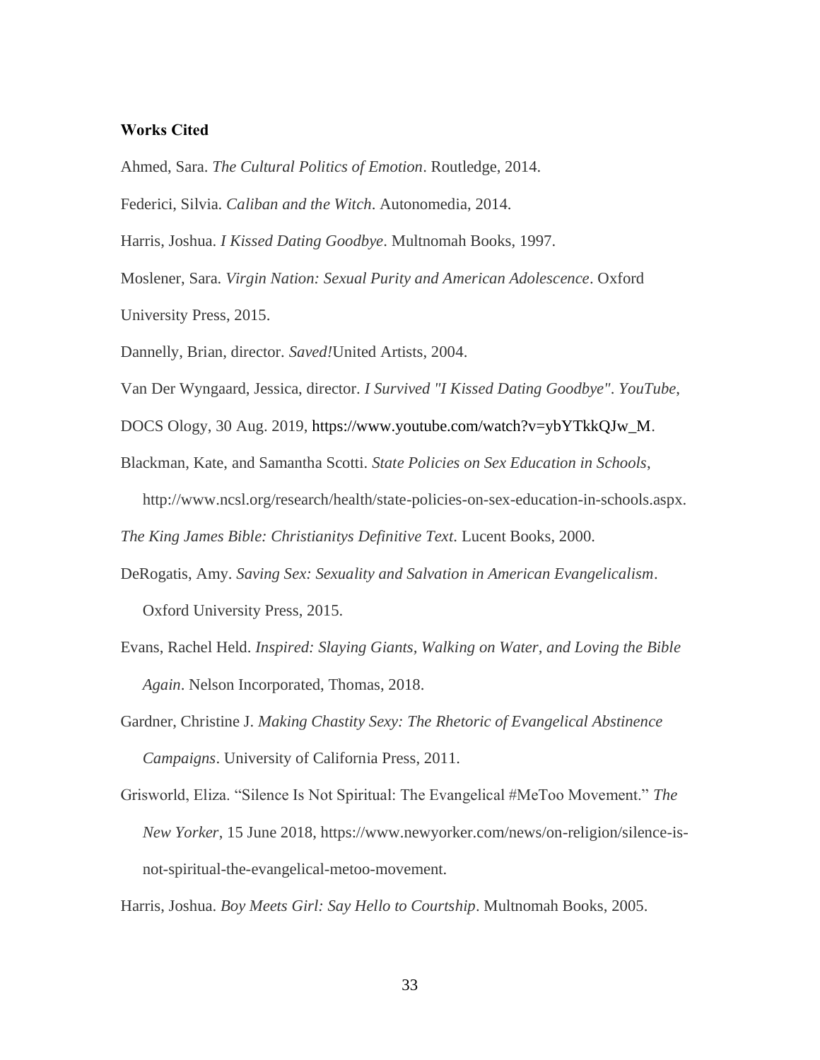**Works Cited**

Ahmed, Sara. *The Cultural Politics of Emotion*. Routledge, 2014.

Federici, Silvia. *Caliban and the Witch*. Autonomedia, 2014.

Harris, Joshua. *I Kissed Dating Goodbye*. Multnomah Books, 1997.

Moslener, Sara. *Virgin Nation: Sexual Purity and American Adolescence*. Oxford University Press, 2015.

Dannelly, Brian, director. *Saved!*United Artists, 2004.

Van Der Wyngaard, Jessica, director. *I Survived "I Kissed Dating Goodbye"*. *YouTube*, DOCS Ology, 30 Aug. 2019, https://www.youtube.com/watch?v=ybYTkkQJw_M.

Blackman, Kate, and Samantha Scotti. *State Policies on Sex Education in Schools*, http://www.ncsl.org/research/health/state-policies-on-sex-education-in-schools.aspx.

*The King James Bible: Christianitys Definitive Text*. Lucent Books, 2000.

DeRogatis, Amy. *Saving Sex: Sexuality and Salvation in American Evangelicalism*. Oxford University Press, 2015.

Evans, Rachel Held. *Inspired: Slaying Giants, Walking on Water, and Loving the Bible Again*. Nelson Incorporated, Thomas, 2018.

Gardner, Christine J. *Making Chastity Sexy: The Rhetoric of Evangelical Abstinence Campaigns*. University of California Press, 2011.

Grisworld, Eliza. "Silence Is Not Spiritual: The Evangelical #MeToo Movement." *The New Yorker*, 15 June 2018, https://www.newyorker.com/news/on-religion/silence-is-not-spiritual-the-evangelical-metoo-movement.

Harris, Joshua. *Boy Meets Girl: Say Hello to Courtship*. Multnomah Books, 2005.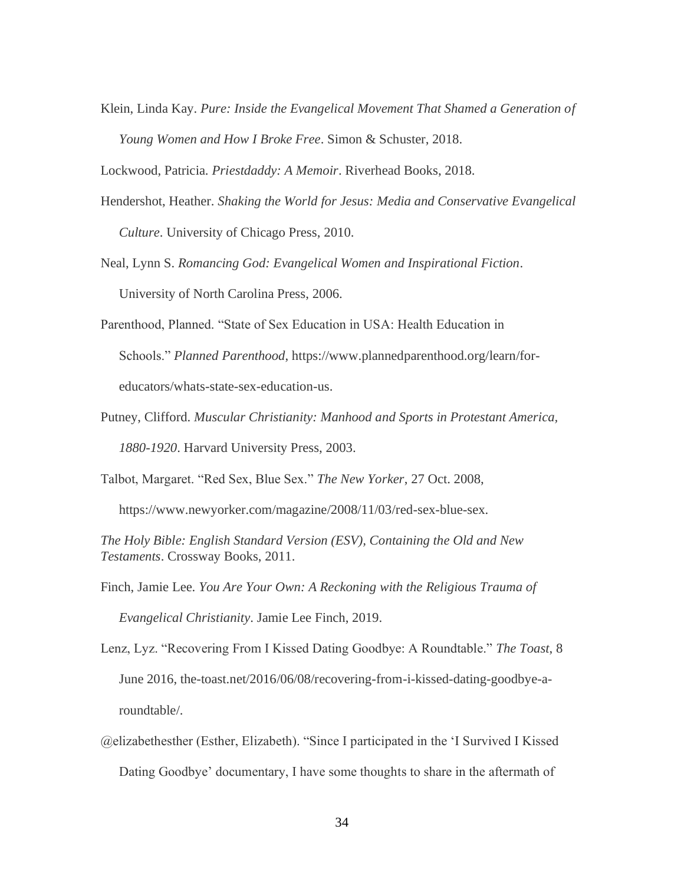Klein, Linda Kay. *Pure: Inside the Evangelical Movement That Shamed a Generation of Young Women and How I Broke Free*. Simon & Schuster, 2018.

Lockwood, Patricia. *Priestdaddy: A Memoir*. Riverhead Books, 2018.

Hendershot, Heather. *Shaking the World for Jesus: Media and Conservative Evangelical Culture*. University of Chicago Press, 2010.

Neal, Lynn S. *Romancing God: Evangelical Women and Inspirational Fiction*. University of North Carolina Press, 2006.

Parenthood, Planned. "State of Sex Education in USA: Health Education in Schools." *Planned Parenthood*, https://www.plannedparenthood.org/learn/for-educators/whats-state-sex-education-us.

Putney, Clifford. *Muscular Christianity: Manhood and Sports in Protestant America, 1880-1920*. Harvard University Press, 2003.

Talbot, Margaret. "Red Sex, Blue Sex." *The New Yorker*, 27 Oct. 2008, https://www.newyorker.com/magazine/2008/11/03/red-sex-blue-sex.

*The Holy Bible: English Standard Version (ESV), Containing the Old and New Testaments*. Crossway Books, 2011.

Finch, Jamie Lee. *You Are Your Own: A Reckoning with the Religious Trauma of Evangelical Christianity*. Jamie Lee Finch, 2019.

Lenz, Lyz. "Recovering From I Kissed Dating Goodbye: A Roundtable." *The Toast*, 8 June 2016, the-toast.net/2016/06/08/recovering-from-i-kissed-dating-goodbye-a-roundtable/.

@elizabethesther (Esther, Elizabeth). "Since I participated in the 'I Survived I Kissed Dating Goodbye' documentary, I have some thoughts to share in the aftermath of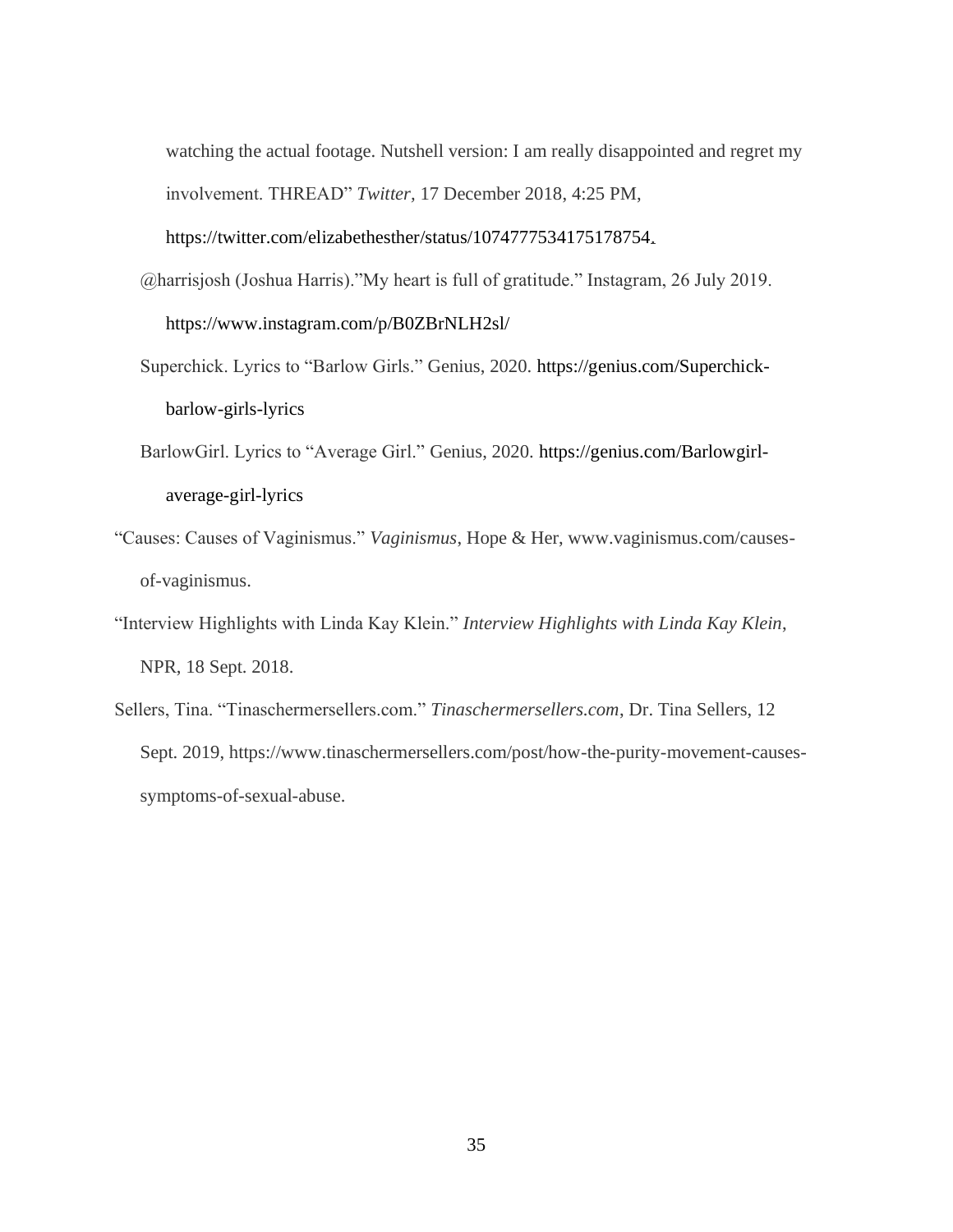watching the actual footage. Nutshell version: I am really disappointed and regret my involvement. THREAD" *Twitter,* 17 December 2018, 4:25 PM, https://twitter.com/elizabethesther/status/1074777534175178754.

@harrisjosh (Joshua Harris)."My heart is full of gratitude." Instagram, 26 July 2019. https://www.instagram.com/p/B0ZBrNLH2sl/

Superchick. Lyrics to "Barlow Girls." Genius, 2020. https://genius.com/Superchick-barlow-girls-lyrics

BarlowGirl. Lyrics to "Average Girl." Genius, 2020. https://genius.com/Barlowgirl-average-girl-lyrics

"Causes: Causes of Vaginismus." *Vaginismus*, Hope & Her, www.vaginismus.com/causes-of-vaginismus.

"Interview Highlights with Linda Kay Klein." *Interview Highlights with Linda Kay Klein*, NPR, 18 Sept. 2018.

Sellers, Tina. "Tinaschermersellers.com." *Tinaschermersellers.com*, Dr. Tina Sellers, 12 Sept. 2019, https://www.tinaschermersellers.com/post/how-the-purity-movement-causes-symptoms-of-sexual-abuse.